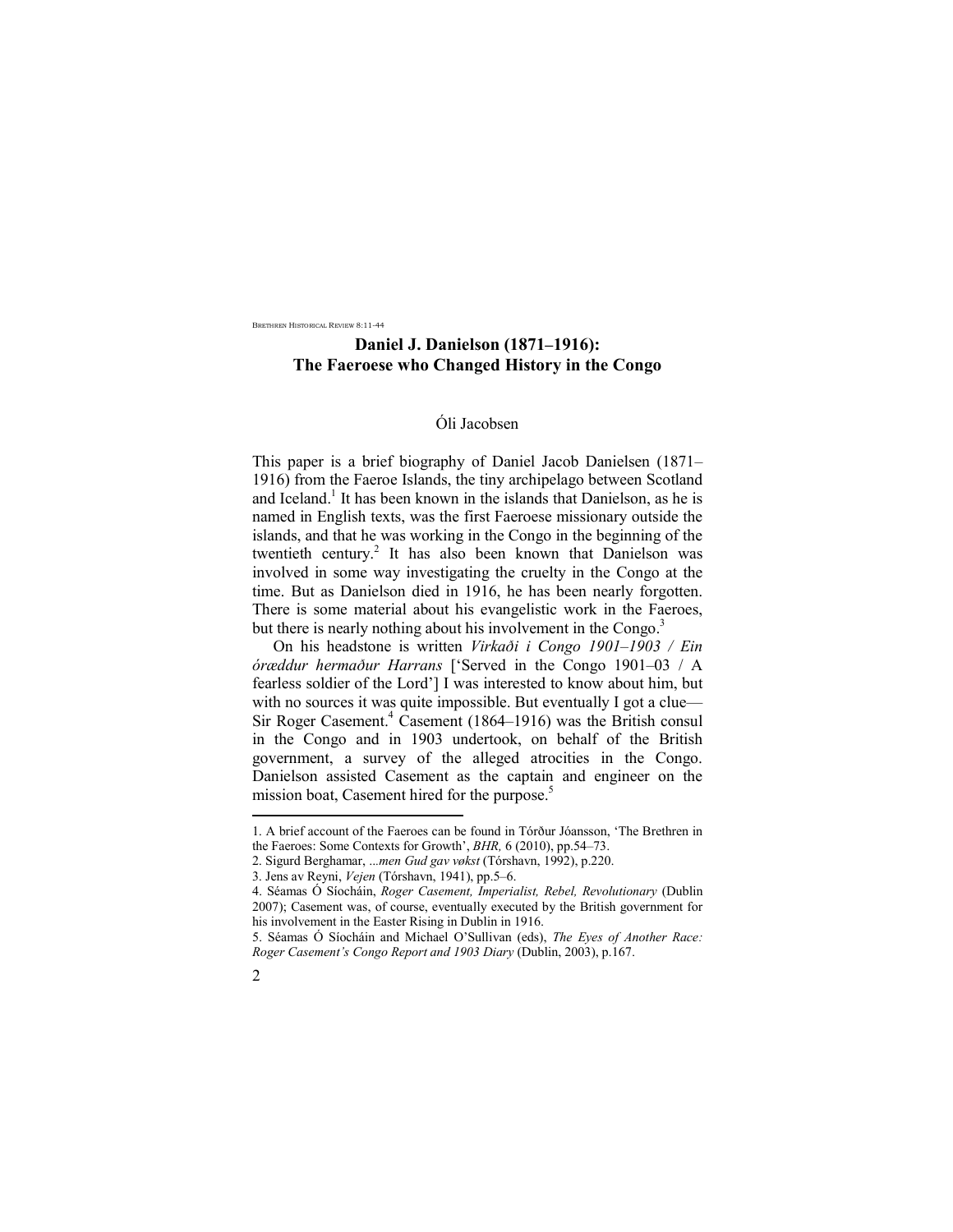# Daniel J. Danielson (1871–1916): The Faeroese who Changed History in the Congo

Óli Jacobsen

This paper is a brief biography of Daniel Jacob Danielsen (1871–1916) from the Faeroe Islands, the tiny archipelago between Scotland and Iceland.[1] It has been known in the islands that Danielson, as he is named in English texts, was the first Faeroese missionary outside the islands, and that he was working in the Congo in the beginning of the twentieth century.[2] It has also been known that Danielson was involved in some way investigating the cruelty in the Congo at the time. But as Danielson died in 1916, he has been nearly forgotten. There is some material about his evangelistic work in the Faeroes, but there is nearly nothing about his involvement in the Congo.[3]

On his headstone is written *Virkaði i Congo 1901–1903 / Ein órœddur hermaður Harrans* ['Served in the Congo 1901–03 / A fearless soldier of the Lord'] I was interested to know about him, but with no sources it was quite impossible. But eventually I got a clue—Sir Roger Casement.[4] Casement (1864–1916) was the British consul in the Congo and in 1903 undertook, on behalf of the British government, a survey of the alleged atrocities in the Congo. Danielson assisted Casement as the captain and engineer on the mission boat, Casement hired for the purpose.[5]

---

1. A brief account of the Faeroes can be found in Tórður Jóansson, 'The Brethren in the Faeroes: Some Contexts for Growth', *BHR,* 6 (2010), pp.54–73.
2. Sigurd Berghamar, *...men Gud gav vøkst* (Tórshavn, 1992), p.220.
3. Jens av Reyni, *Vejen* (Tórshavn, 1941), pp.5–6.
4. Séamas Ó Síocháin, *Roger Casement, Imperialist, Rebel, Revolutionary* (Dublin 2007); Casement was, of course, eventually executed by the British government for his involvement in the Easter Rising in Dublin in 1916.
5. Séamas Ó Síocháin and Michael O'Sullivan (eds), *The Eyes of Another Race: Roger Casement's Congo Report and 1903 Diary* (Dublin, 2003), p.167.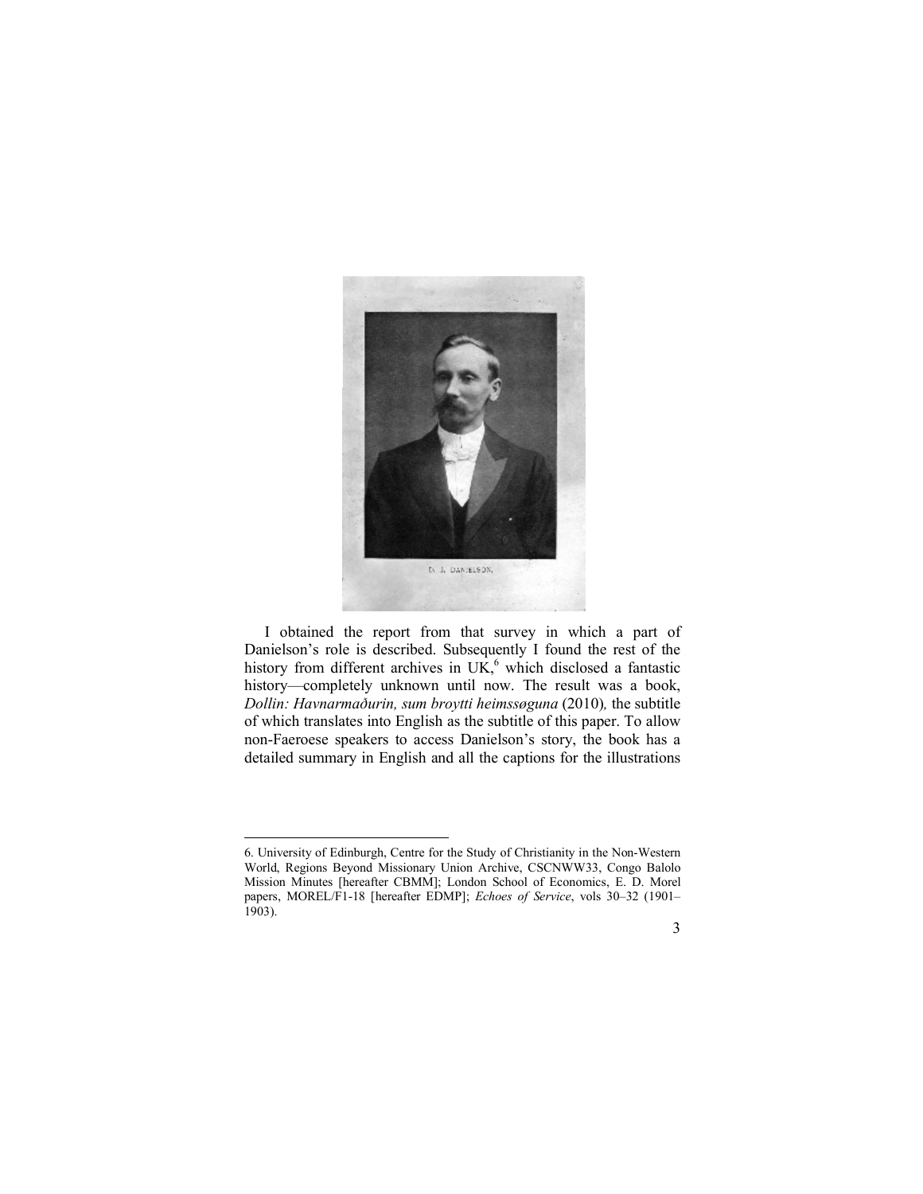D. J. DANIELSON.

I obtained the report from that survey in which a part of Danielson's role is described. Subsequently I found the rest of the history from different archives in UK,[6] which disclosed a fantastic history—completely unknown until now. The result was a book, *Dollin: Havnarmaðurin, sum broytti heimssøguna* (2010)*,* the subtitle of which translates into English as the subtitle of this paper. To allow non-Faeroese speakers to access Danielson's story, the book has a detailed summary in English and all the captions for the illustrations

---

6. University of Edinburgh, Centre for the Study of Christianity in the Non-Western World, Regions Beyond Missionary Union Archive, CSCNWW33, Congo Balolo Mission Minutes [hereafter CBMM]; London School of Economics, E. D. Morel papers, MOREL/F1-18 [hereafter EDMP]; *Echoes of Service*, vols 30–32 (1901–1903).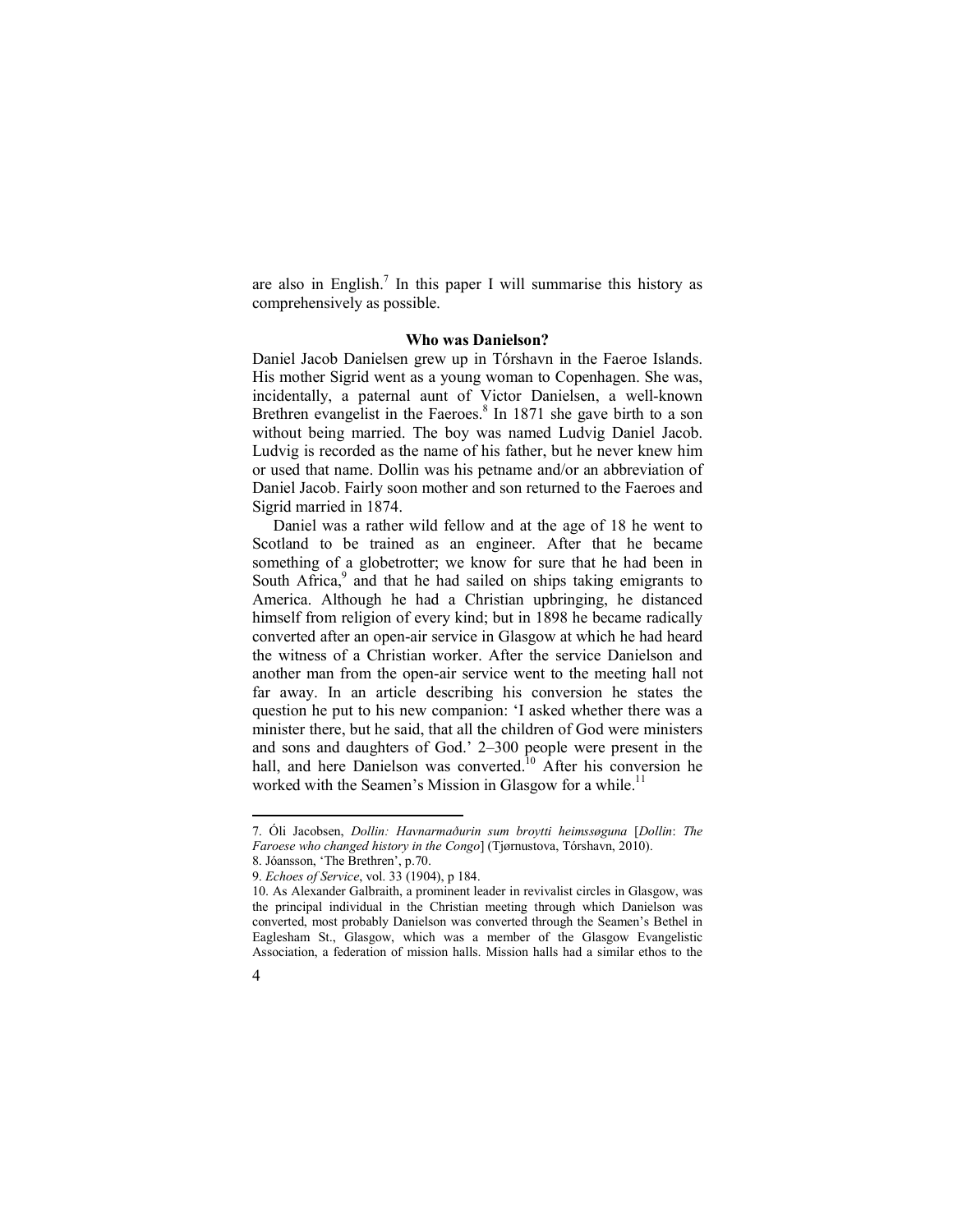are also in English.[7] In this paper I will summarise this history as comprehensively as possible.

## Who was Danielson?

Daniel Jacob Danielsen grew up in Tórshavn in the Faeroe Islands. His mother Sigrid went as a young woman to Copenhagen. She was, incidentally, a paternal aunt of Victor Danielsen, a well-known Brethren evangelist in the Faeroes.[8] In 1871 she gave birth to a son without being married. The boy was named Ludvig Daniel Jacob. Ludvig is recorded as the name of his father, but he never knew him or used that name. Dollin was his petname and/or an abbreviation of Daniel Jacob. Fairly soon mother and son returned to the Faeroes and Sigrid married in 1874.

Daniel was a rather wild fellow and at the age of 18 he went to Scotland to be trained as an engineer. After that he became something of a globetrotter; we know for sure that he had been in South Africa,[9] and that he had sailed on ships taking emigrants to America. Although he had a Christian upbringing, he distanced himself from religion of every kind; but in 1898 he became radically converted after an open-air service in Glasgow at which he had heard the witness of a Christian worker. After the service Danielson and another man from the open-air service went to the meeting hall not far away. In an article describing his conversion he states the question he put to his new companion: 'I asked whether there was a minister there, but he said, that all the children of God were ministers and sons and daughters of God.' 2–300 people were present in the hall, and here Danielson was converted.[10] After his conversion he worked with the Seamen's Mission in Glasgow for a while.[11]

---

7. Óli Jacobsen, *Dollin: Havnarmaðurin sum broytti heimssøguna* [*Dollin*: *The Faroese who changed history in the Congo*] (Tjørnustova, Tórshavn, 2010).

8. Jóansson, 'The Brethren', p.70.

9. *Echoes of Service*, vol. 33 (1904), p 184.

10. As Alexander Galbraith, a prominent leader in revivalist circles in Glasgow, was the principal individual in the Christian meeting through which Danielson was converted, most probably Danielson was converted through the Seamen's Bethel in Eaglesham St., Glasgow, which was a member of the Glasgow Evangelistic Association, a federation of mission halls. Mission halls had a similar ethos to the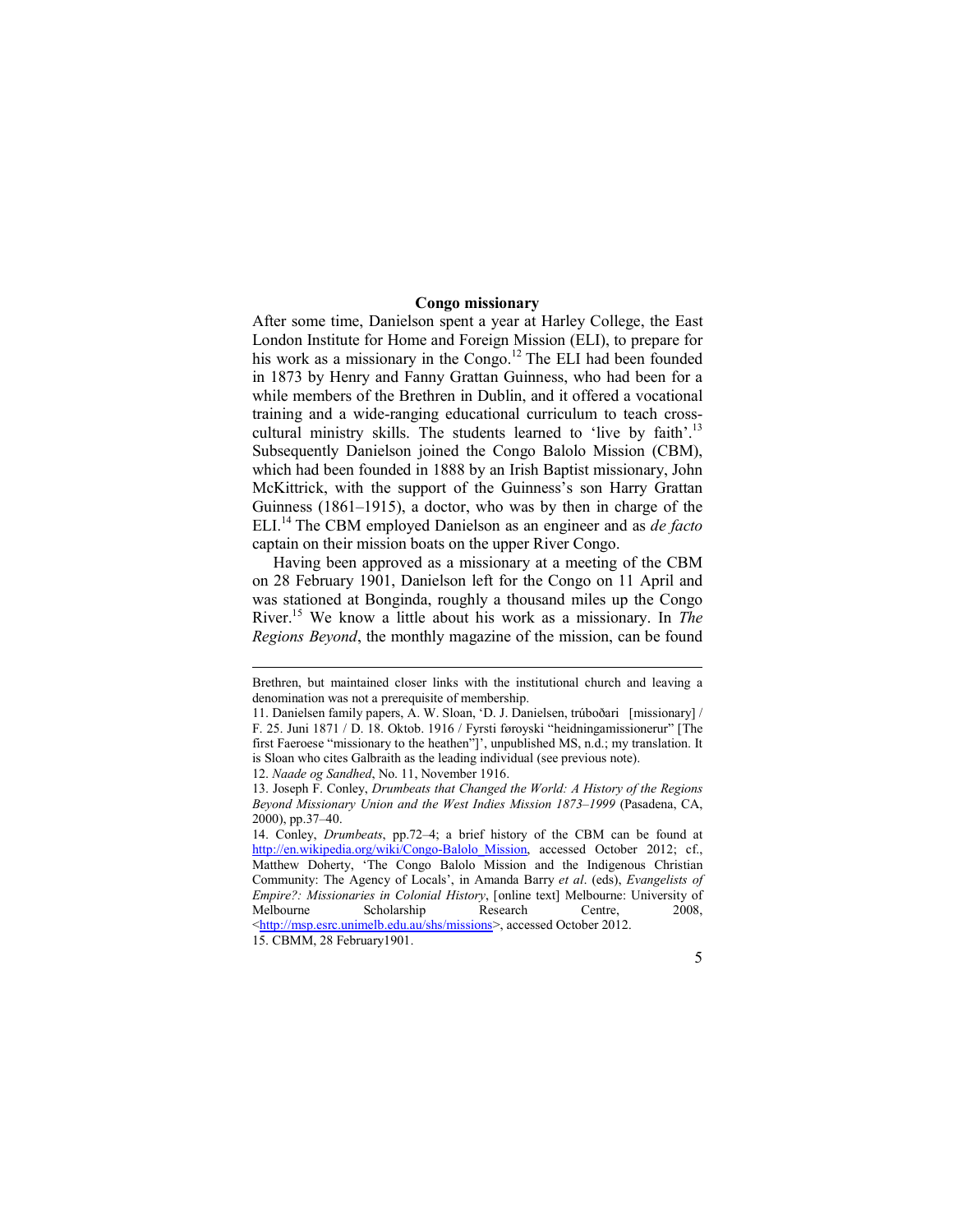## Congo missionary

After some time, Danielson spent a year at Harley College, the East London Institute for Home and Foreign Mission (ELI), to prepare for his work as a missionary in the Congo.[12] The ELI had been founded in 1873 by Henry and Fanny Grattan Guinness, who had been for a while members of the Brethren in Dublin, and it offered a vocational training and a wide-ranging educational curriculum to teach cross-cultural ministry skills. The students learned to 'live by faith'.[13] Subsequently Danielson joined the Congo Balolo Mission (CBM), which had been founded in 1888 by an Irish Baptist missionary, John McKittrick, with the support of the Guinness's son Harry Grattan Guinness (1861–1915), a doctor, who was by then in charge of the ELI.[14] The CBM employed Danielson as an engineer and as *de facto* captain on their mission boats on the upper River Congo.

Having been approved as a missionary at a meeting of the CBM on 28 February 1901, Danielson left for the Congo on 11 April and was stationed at Bonginda, roughly a thousand miles up the Congo River.[15] We know a little about his work as a missionary. In *The Regions Beyond*, the monthly magazine of the mission, can be found

---

Brethren, but maintained closer links with the institutional church and leaving a denomination was not a prerequisite of membership.

11. Danielsen family papers, A. W. Sloan, 'D. J. Danielsen, trúboðari [missionary] / F. 25. Juni 1871 / D. 18. Oktob. 1916 / Fyrsti føroyski "heidningamissionerur" [The first Faeroese "missionary to the heathen"]', unpublished MS, n.d.; my translation. It is Sloan who cites Galbraith as the leading individual (see previous note).

12. *Naade og Sandhed*, No. 11, November 1916.

13. Joseph F. Conley, *Drumbeats that Changed the World: A History of the Regions Beyond Missionary Union and the West Indies Mission 1873–1999* (Pasadena, CA, 2000), pp.37–40.

14. Conley, *Drumbeats*, pp.72–4; a brief history of the CBM can be found at http://en.wikipedia.org/wiki/Congo-Balolo_Mission, accessed October 2012; cf., Matthew Doherty, 'The Congo Balolo Mission and the Indigenous Christian Community: The Agency of Locals', in Amanda Barry *et al*. (eds), *Evangelists of Empire?: Missionaries in Colonial History*, [online text] Melbourne: University of Melbourne Scholarship Research Centre, 2008, <http://msp.esrc.unimelb.edu.au/shs/missions>, accessed October 2012.

15. CBMM, 28 February1901.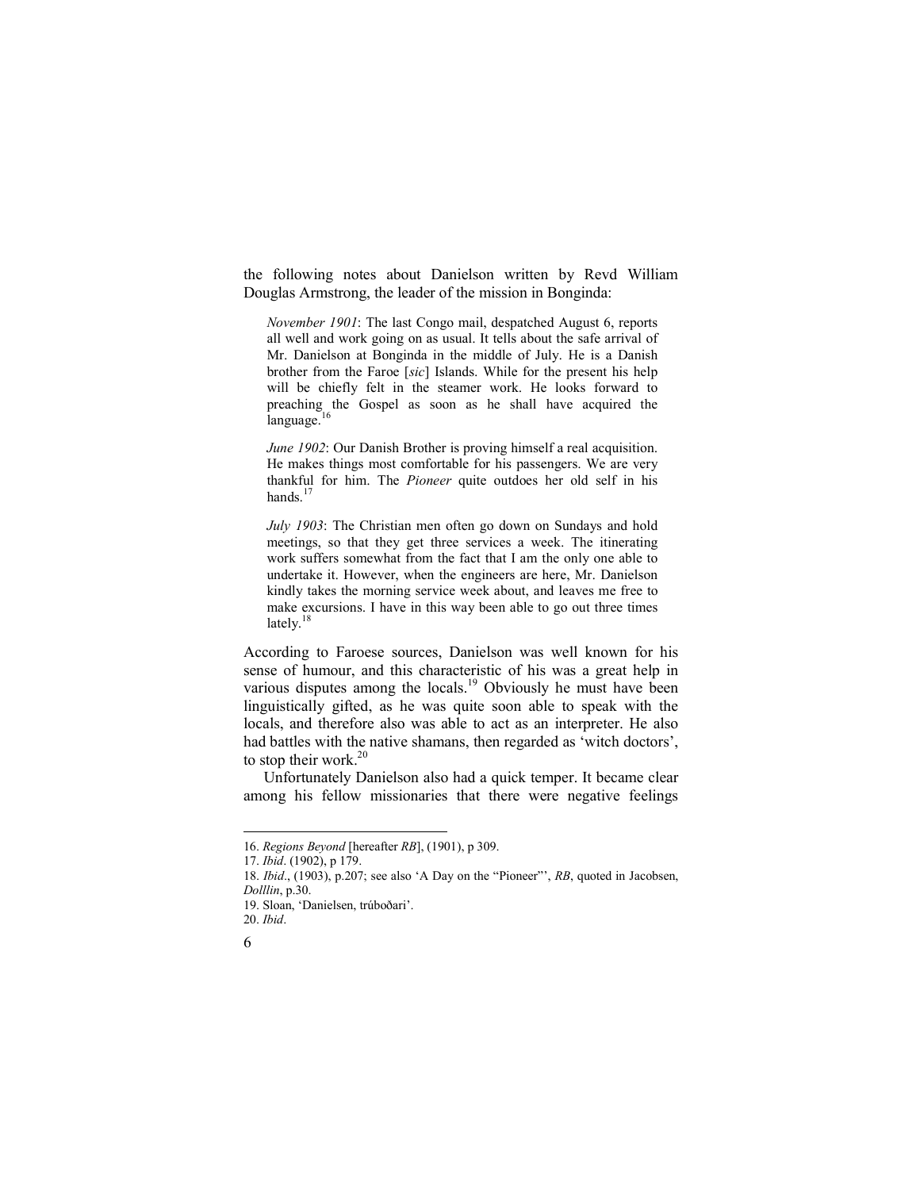the following notes about Danielson written by Revd William Douglas Armstrong, the leader of the mission in Bonginda:

> *November 1901*: The last Congo mail, despatched August 6, reports all well and work going on as usual. It tells about the safe arrival of Mr. Danielson at Bonginda in the middle of July. He is a Danish brother from the Faroe [*sic*] Islands. While for the present his help will be chiefly felt in the steamer work. He looks forward to preaching the Gospel as soon as he shall have acquired the language.[16]

> *June 1902*: Our Danish Brother is proving himself a real acquisition. He makes things most comfortable for his passengers. We are very thankful for him. The *Pioneer* quite outdoes her old self in his hands.[17]

> *July 1903*: The Christian men often go down on Sundays and hold meetings, so that they get three services a week. The itinerating work suffers somewhat from the fact that I am the only one able to undertake it. However, when the engineers are here, Mr. Danielson kindly takes the morning service week about, and leaves me free to make excursions. I have in this way been able to go out three times lately.[18]

According to Faroese sources, Danielson was well known for his sense of humour, and this characteristic of his was a great help in various disputes among the locals.[19] Obviously he must have been linguistically gifted, as he was quite soon able to speak with the locals, and therefore also was able to act as an interpreter. He also had battles with the native shamans, then regarded as 'witch doctors', to stop their work.[20]

Unfortunately Danielson also had a quick temper. It became clear among his fellow missionaries that there were negative feelings

---

16. *Regions Beyond* [hereafter *RB*], (1901), p 309.
17. *Ibid*. (1902), p 179.
18. *Ibid*., (1903), p.207; see also 'A Day on the "Pioneer"', *RB*, quoted in Jacobsen, *Dolllin*, p.30.
19. Sloan, 'Danielsen, trúboðari'.
20. *Ibid*.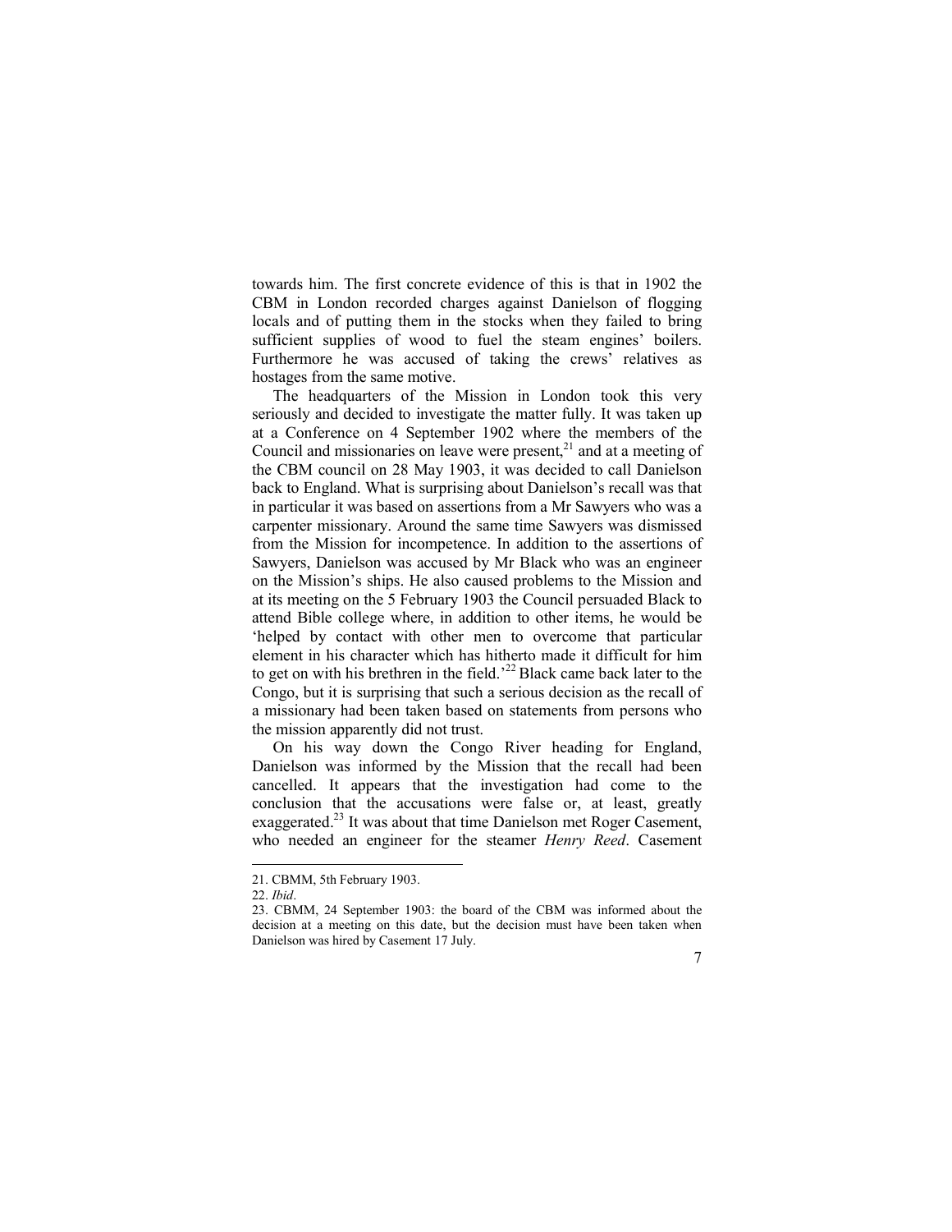towards him. The first concrete evidence of this is that in 1902 the CBM in London recorded charges against Danielson of flogging locals and of putting them in the stocks when they failed to bring sufficient supplies of wood to fuel the steam engines' boilers. Furthermore he was accused of taking the crews' relatives as hostages from the same motive.

The headquarters of the Mission in London took this very seriously and decided to investigate the matter fully. It was taken up at a Conference on 4 September 1902 where the members of the Council and missionaries on leave were present,[21] and at a meeting of the CBM council on 28 May 1903, it was decided to call Danielson back to England. What is surprising about Danielson's recall was that in particular it was based on assertions from a Mr Sawyers who was a carpenter missionary. Around the same time Sawyers was dismissed from the Mission for incompetence. In addition to the assertions of Sawyers, Danielson was accused by Mr Black who was an engineer on the Mission's ships. He also caused problems to the Mission and at its meeting on the 5 February 1903 the Council persuaded Black to attend Bible college where, in addition to other items, he would be 'helped by contact with other men to overcome that particular element in his character which has hitherto made it difficult for him to get on with his brethren in the field.'[22] Black came back later to the Congo, but it is surprising that such a serious decision as the recall of a missionary had been taken based on statements from persons who the mission apparently did not trust.

On his way down the Congo River heading for England, Danielson was informed by the Mission that the recall had been cancelled. It appears that the investigation had come to the conclusion that the accusations were false or, at least, greatly exaggerated.[23] It was about that time Danielson met Roger Casement, who needed an engineer for the steamer *Henry Reed*. Casement

---

21. CBMM, 5th February 1903.
22. *Ibid*.
23. CBMM, 24 September 1903: the board of the CBM was informed about the decision at a meeting on this date, but the decision must have been taken when Danielson was hired by Casement 17 July.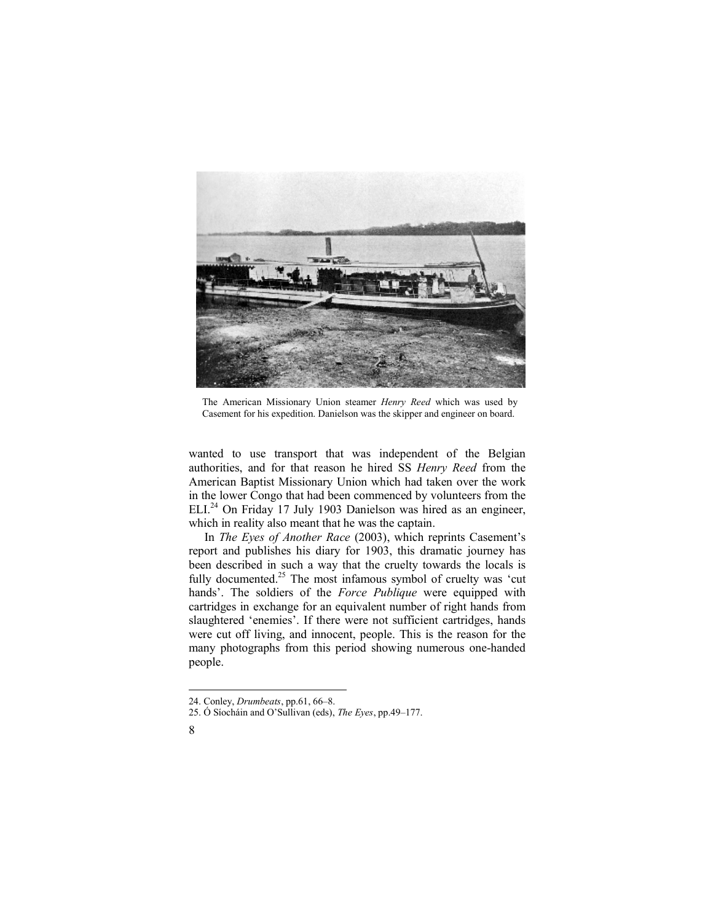The American Missionary Union steamer *Henry Reed* which was used by Casement for his expedition. Danielson was the skipper and engineer on board.

wanted to use transport that was independent of the Belgian authorities, and for that reason he hired SS *Henry Reed* from the American Baptist Missionary Union which had taken over the work in the lower Congo that had been commenced by volunteers from the ELI.[24] On Friday 17 July 1903 Danielson was hired as an engineer, which in reality also meant that he was the captain.

In *The Eyes of Another Race* (2003), which reprints Casement's report and publishes his diary for 1903, this dramatic journey has been described in such a way that the cruelty towards the locals is fully documented.[25] The most infamous symbol of cruelty was 'cut hands'. The soldiers of the *Force Publique* were equipped with cartridges in exchange for an equivalent number of right hands from slaughtered 'enemies'. If there were not sufficient cartridges, hands were cut off living, and innocent, people. This is the reason for the many photographs from this period showing numerous one-handed people.

24. Conley, *Drumbeats*, pp.61, 66–8.
25. Ó Síocháin and O'Sullivan (eds), *The Eyes*, pp.49–177.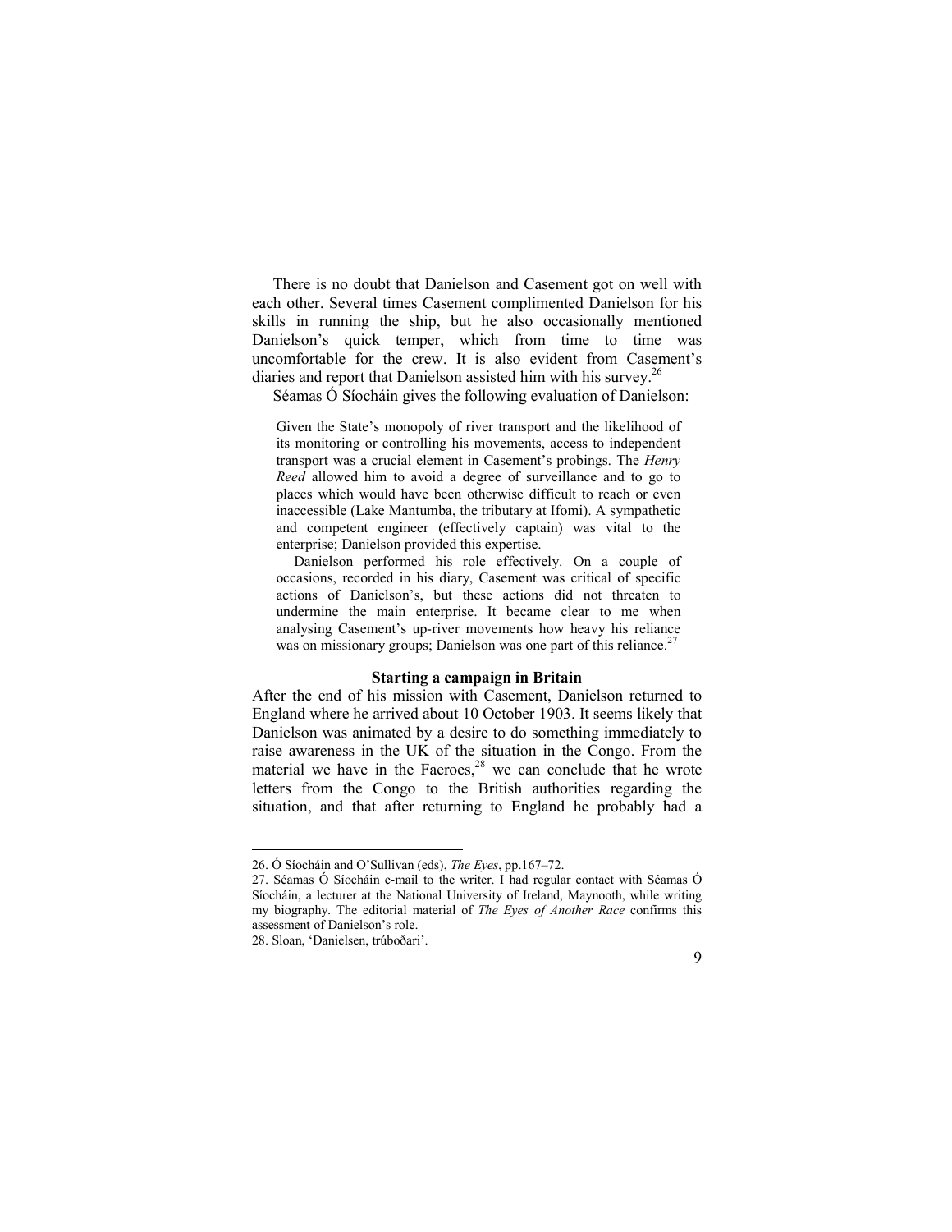There is no doubt that Danielson and Casement got on well with each other. Several times Casement complimented Danielson for his skills in running the ship, but he also occasionally mentioned Danielson's quick temper, which from time to time was uncomfortable for the crew. It is also evident from Casement's diaries and report that Danielson assisted him with his survey.[26]

Séamas Ó Síocháin gives the following evaluation of Danielson:

> Given the State's monopoly of river transport and the likelihood of its monitoring or controlling his movements, access to independent transport was a crucial element in Casement's probings. The *Henry Reed* allowed him to avoid a degree of surveillance and to go to places which would have been otherwise difficult to reach or even inaccessible (Lake Mantumba, the tributary at Ifomi). A sympathetic and competent engineer (effectively captain) was vital to the enterprise; Danielson provided this expertise.
>
> Danielson performed his role effectively. On a couple of occasions, recorded in his diary, Casement was critical of specific actions of Danielson's, but these actions did not threaten to undermine the main enterprise. It became clear to me when analysing Casement's up-river movements how heavy his reliance was on missionary groups; Danielson was one part of this reliance.[27]

### Starting a campaign in Britain

After the end of his mission with Casement, Danielson returned to England where he arrived about 10 October 1903. It seems likely that Danielson was animated by a desire to do something immediately to raise awareness in the UK of the situation in the Congo. From the material we have in the Faeroes,[28] we can conclude that he wrote letters from the Congo to the British authorities regarding the situation, and that after returning to England he probably had a

---

26. Ó Síocháin and O'Sullivan (eds), *The Eyes*, pp.167–72.

27. Séamas Ó Síocháin e-mail to the writer. I had regular contact with Séamas Ó Síocháin, a lecturer at the National University of Ireland, Maynooth, while writing my biography. The editorial material of *The Eyes of Another Race* confirms this assessment of Danielson's role.

28. Sloan, 'Danielsen, trúboðari'.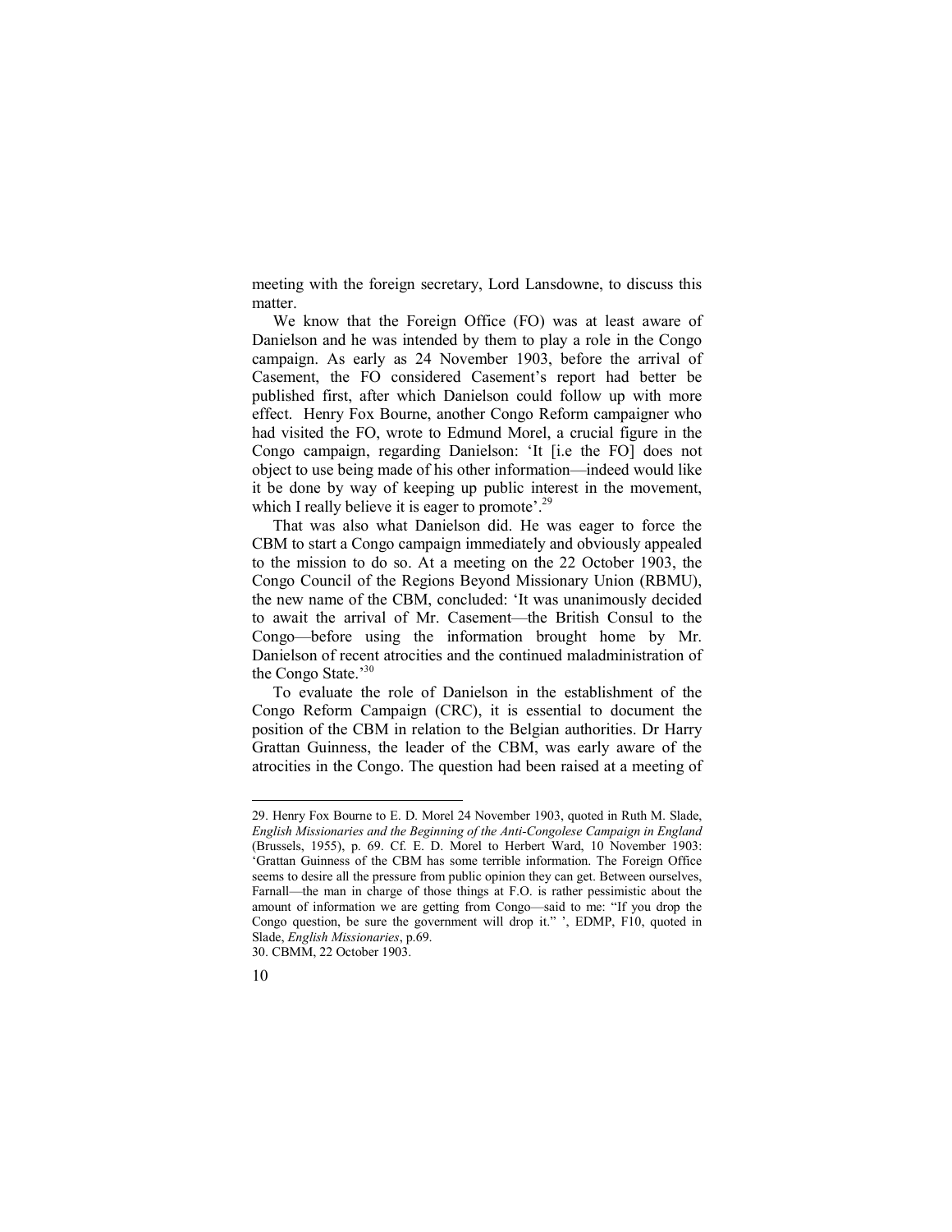meeting with the foreign secretary, Lord Lansdowne, to discuss this matter.

We know that the Foreign Office (FO) was at least aware of Danielson and he was intended by them to play a role in the Congo campaign. As early as 24 November 1903, before the arrival of Casement, the FO considered Casement's report had better be published first, after which Danielson could follow up with more effect. Henry Fox Bourne, another Congo Reform campaigner who had visited the FO, wrote to Edmund Morel, a crucial figure in the Congo campaign, regarding Danielson: 'It [i.e the FO] does not object to use being made of his other information—indeed would like it be done by way of keeping up public interest in the movement, which I really believe it is eager to promote'.[29]

That was also what Danielson did. He was eager to force the CBM to start a Congo campaign immediately and obviously appealed to the mission to do so. At a meeting on the 22 October 1903, the Congo Council of the Regions Beyond Missionary Union (RBMU), the new name of the CBM, concluded: 'It was unanimously decided to await the arrival of Mr. Casement—the British Consul to the Congo—before using the information brought home by Mr. Danielson of recent atrocities and the continued maladministration of the Congo State.'[30]

To evaluate the role of Danielson in the establishment of the Congo Reform Campaign (CRC), it is essential to document the position of the CBM in relation to the Belgian authorities. Dr Harry Grattan Guinness, the leader of the CBM, was early aware of the atrocities in the Congo. The question had been raised at a meeting of

---

29. Henry Fox Bourne to E. D. Morel 24 November 1903, quoted in Ruth M. Slade, *English Missionaries and the Beginning of the Anti-Congolese Campaign in England* (Brussels, 1955), p. 69. Cf. E. D. Morel to Herbert Ward, 10 November 1903: 'Grattan Guinness of the CBM has some terrible information. The Foreign Office seems to desire all the pressure from public opinion they can get. Between ourselves, Farnall—the man in charge of those things at F.O. is rather pessimistic about the amount of information we are getting from Congo—said to me: "If you drop the Congo question, be sure the government will drop it." ', EDMP, F10, quoted in Slade, *English Missionaries*, p.69.

30. CBMM, 22 October 1903.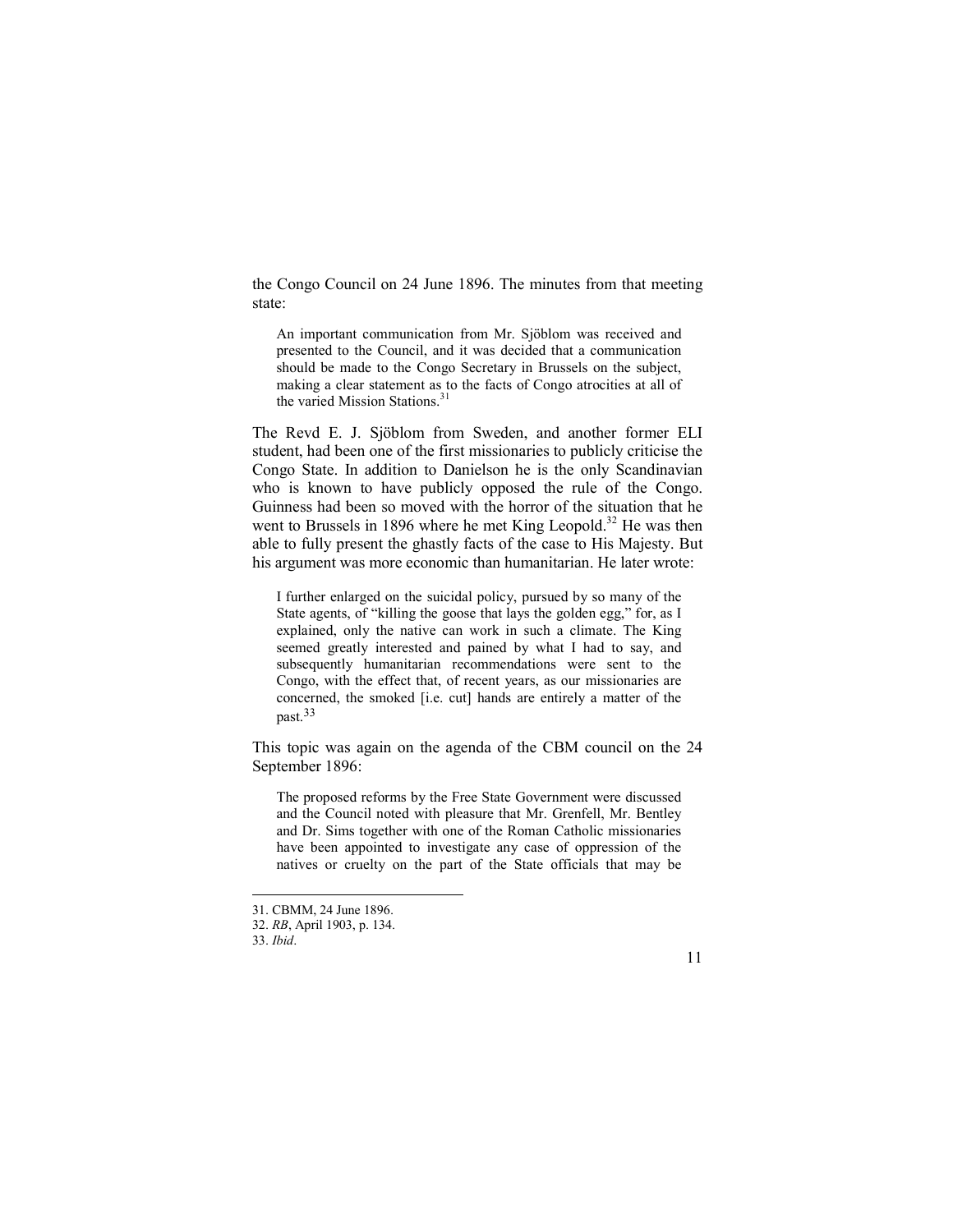the Congo Council on 24 June 1896. The minutes from that meeting state:

> An important communication from Mr. Sjöblom was received and presented to the Council, and it was decided that a communication should be made to the Congo Secretary in Brussels on the subject, making a clear statement as to the facts of Congo atrocities at all of the varied Mission Stations.[31]

The Revd E. J. Sjöblom from Sweden, and another former ELI student, had been one of the first missionaries to publicly criticise the Congo State. In addition to Danielson he is the only Scandinavian who is known to have publicly opposed the rule of the Congo. Guinness had been so moved with the horror of the situation that he went to Brussels in 1896 where he met King Leopold.[32] He was then able to fully present the ghastly facts of the case to His Majesty. But his argument was more economic than humanitarian. He later wrote:

> I further enlarged on the suicidal policy, pursued by so many of the State agents, of "killing the goose that lays the golden egg," for, as I explained, only the native can work in such a climate. The King seemed greatly interested and pained by what I had to say, and subsequently humanitarian recommendations were sent to the Congo, with the effect that, of recent years, as our missionaries are concerned, the smoked [i.e. cut] hands are entirely a matter of the past.[33]

This topic was again on the agenda of the CBM council on the 24 September 1896:

> The proposed reforms by the Free State Government were discussed and the Council noted with pleasure that Mr. Grenfell, Mr. Bentley and Dr. Sims together with one of the Roman Catholic missionaries have been appointed to investigate any case of oppression of the natives or cruelty on the part of the State officials that may be

---

31. CBMM, 24 June 1896.
32. *RB*, April 1903, p. 134.
33. *Ibid*.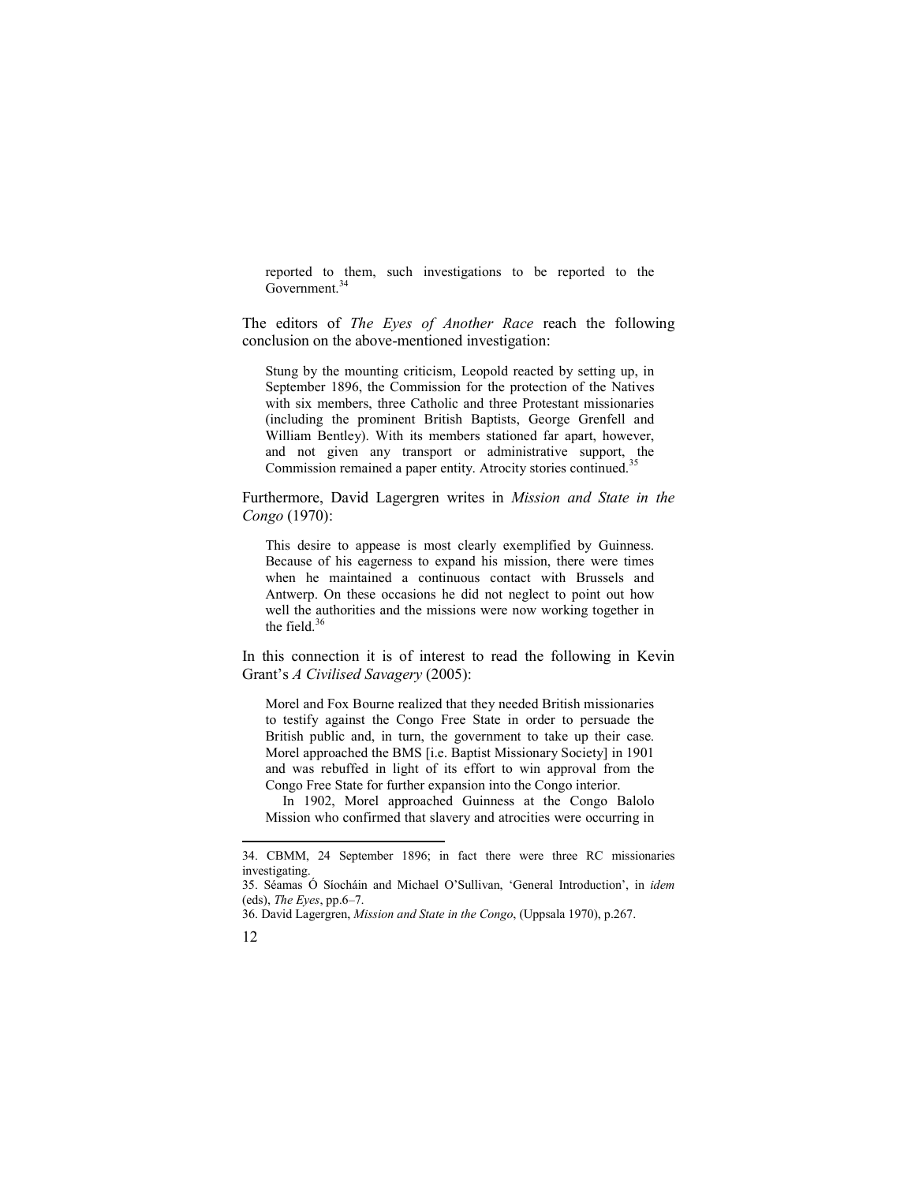> reported to them, such investigations to be reported to the Government.[34]

The editors of *The Eyes of Another Race* reach the following conclusion on the above-mentioned investigation:

> Stung by the mounting criticism, Leopold reacted by setting up, in September 1896, the Commission for the protection of the Natives with six members, three Catholic and three Protestant missionaries (including the prominent British Baptists, George Grenfell and William Bentley). With its members stationed far apart, however, and not given any transport or administrative support, the Commission remained a paper entity. Atrocity stories continued.[35]

Furthermore, David Lagergren writes in *Mission and State in the Congo* (1970):

> This desire to appease is most clearly exemplified by Guinness. Because of his eagerness to expand his mission, there were times when he maintained a continuous contact with Brussels and Antwerp. On these occasions he did not neglect to point out how well the authorities and the missions were now working together in the field.[36]

In this connection it is of interest to read the following in Kevin Grant's *A Civilised Savagery* (2005):

> Morel and Fox Bourne realized that they needed British missionaries to testify against the Congo Free State in order to persuade the British public and, in turn, the government to take up their case. Morel approached the BMS [i.e. Baptist Missionary Society] in 1901 and was rebuffed in light of its effort to win approval from the Congo Free State for further expansion into the Congo interior.
>
> In 1902, Morel approached Guinness at the Congo Balolo Mission who confirmed that slavery and atrocities were occurring in

---

34. CBMM, 24 September 1896; in fact there were three RC missionaries investigating.

35. Séamas Ó Síocháin and Michael O'Sullivan, 'General Introduction', in *idem* (eds), *The Eyes*, pp.6–7.

36. David Lagergren, *Mission and State in the Congo*, (Uppsala 1970), p.267.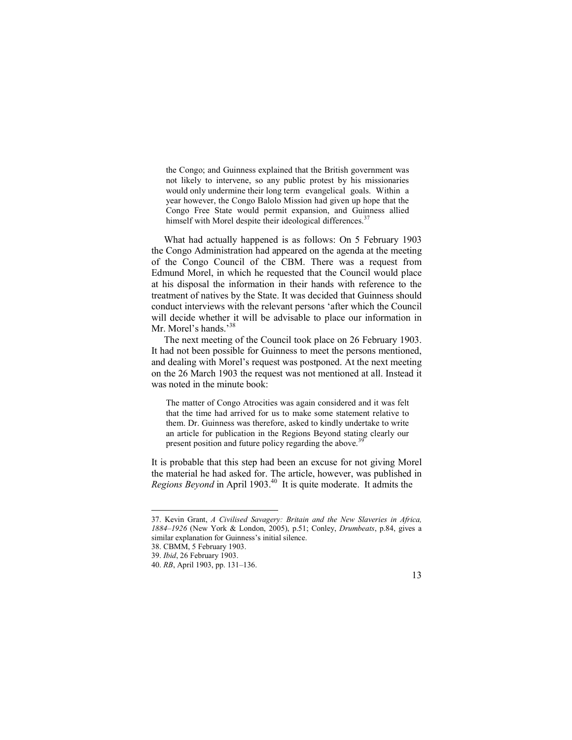> the Congo; and Guinness explained that the British government was not likely to intervene, so any public protest by his missionaries would only undermine their long term evangelical goals. Within a year however, the Congo Balolo Mission had given up hope that the Congo Free State would permit expansion, and Guinness allied himself with Morel despite their ideological differences.[37]

What had actually happened is as follows: On 5 February 1903 the Congo Administration had appeared on the agenda at the meeting of the Congo Council of the CBM. There was a request from Edmund Morel, in which he requested that the Council would place at his disposal the information in their hands with reference to the treatment of natives by the State. It was decided that Guinness should conduct interviews with the relevant persons 'after which the Council will decide whether it will be advisable to place our information in Mr. Morel's hands.'[38]

The next meeting of the Council took place on 26 February 1903. It had not been possible for Guinness to meet the persons mentioned, and dealing with Morel's request was postponed. At the next meeting on the 26 March 1903 the request was not mentioned at all. Instead it was noted in the minute book:

> The matter of Congo Atrocities was again considered and it was felt that the time had arrived for us to make some statement relative to them. Dr. Guinness was therefore, asked to kindly undertake to write an article for publication in the Regions Beyond stating clearly our present position and future policy regarding the above.[39]

It is probable that this step had been an excuse for not giving Morel the material he had asked for. The article, however, was published in *Regions Beyond* in April 1903.[40] It is quite moderate. It admits the

---

37. Kevin Grant, *A Civilised Savagery: Britain and the New Slaveries in Africa, 1884–1926* (New York & London, 2005), p.51; Conley, *Drumbeats*, p.84, gives a similar explanation for Guinness's initial silence.

38. CBMM, 5 February 1903.

39. *Ibid*, 26 February 1903.

40. *RB*, April 1903, pp. 131–136.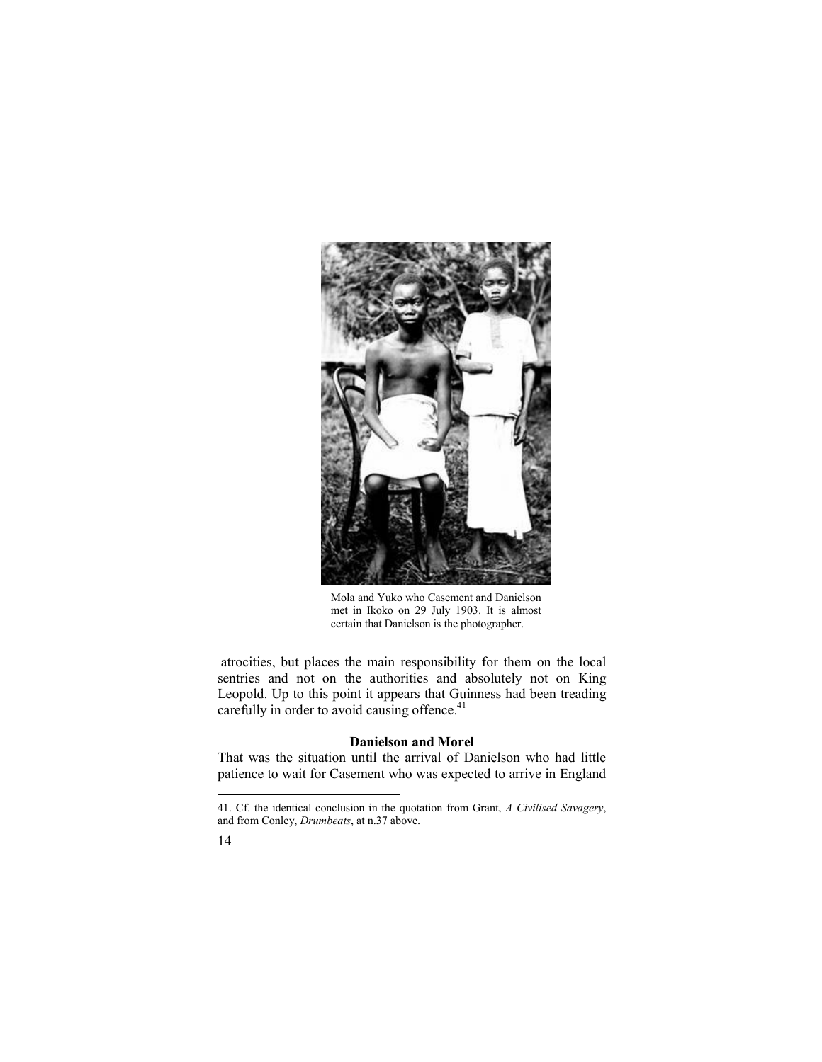Mola and Yuko who Casement and Danielson met in Ikoko on 29 July 1903. It is almost certain that Danielson is the photographer.

atrocities, but places the main responsibility for them on the local sentries and not on the authorities and absolutely not on King Leopold. Up to this point it appears that Guinness had been treading carefully in order to avoid causing offence.[41]

### Danielson and Morel

That was the situation until the arrival of Danielson who had little patience to wait for Casement who was expected to arrive in England

---

41. Cf. the identical conclusion in the quotation from Grant, *A Civilised Savagery*, and from Conley, *Drumbeats*, at n.37 above.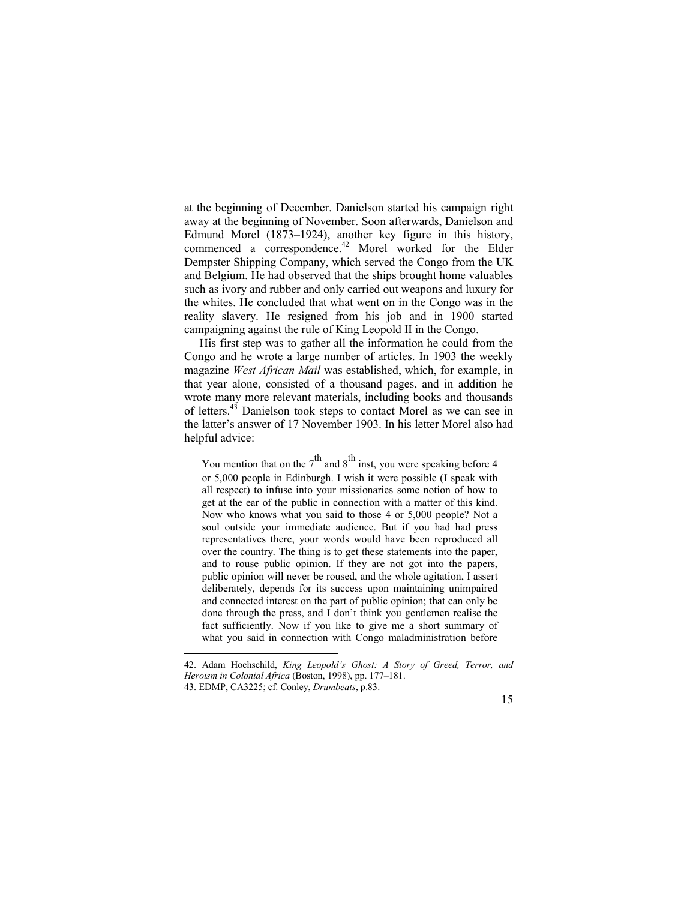at the beginning of December. Danielson started his campaign right away at the beginning of November. Soon afterwards, Danielson and Edmund Morel (1873–1924), another key figure in this history, commenced a correspondence.[42] Morel worked for the Elder Dempster Shipping Company, which served the Congo from the UK and Belgium. He had observed that the ships brought home valuables such as ivory and rubber and only carried out weapons and luxury for the whites. He concluded that what went on in the Congo was in the reality slavery. He resigned from his job and in 1900 started campaigning against the rule of King Leopold II in the Congo.

His first step was to gather all the information he could from the Congo and he wrote a large number of articles. In 1903 the weekly magazine *West African Mail* was established, which, for example, in that year alone, consisted of a thousand pages, and in addition he wrote many more relevant materials, including books and thousands of letters.[43] Danielson took steps to contact Morel as we can see in the latter's answer of 17 November 1903. In his letter Morel also had helpful advice:

> You mention that on the 7th and 8th inst, you were speaking before 4 or 5,000 people in Edinburgh. I wish it were possible (I speak with all respect) to infuse into your missionaries some notion of how to get at the ear of the public in connection with a matter of this kind. Now who knows what you said to those 4 or 5,000 people? Not a soul outside your immediate audience. But if you had had press representatives there, your words would have been reproduced all over the country. The thing is to get these statements into the paper, and to rouse public opinion. If they are not got into the papers, public opinion will never be roused, and the whole agitation, I assert deliberately, depends for its success upon maintaining unimpaired and connected interest on the part of public opinion; that can only be done through the press, and I don't think you gentlemen realise the fact sufficiently. Now if you like to give me a short summary of what you said in connection with Congo maladministration before

---

42. Adam Hochschild, *King Leopold's Ghost: A Story of Greed, Terror, and Heroism in Colonial Africa* (Boston, 1998), pp. 177–181.

43. EDMP, CA3225; cf. Conley, *Drumbeats*, p.83.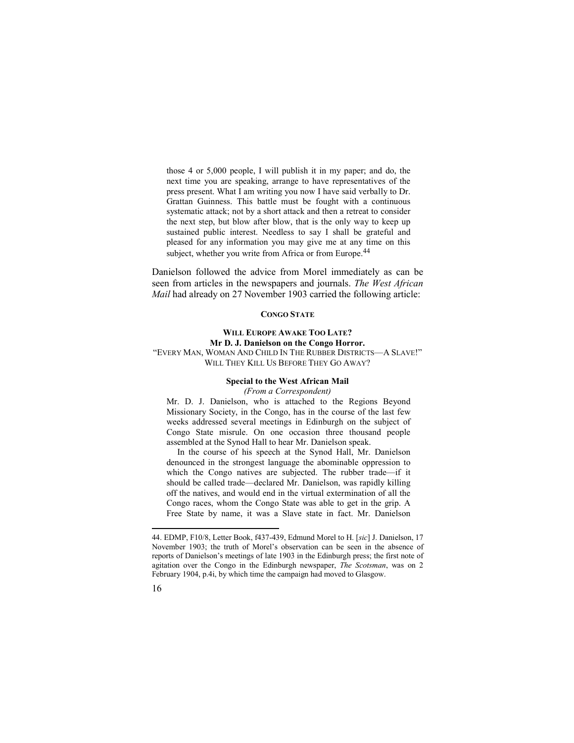> those 4 or 5,000 people, I will publish it in my paper; and do, the next time you are speaking, arrange to have representatives of the press present. What I am writing you now I have said verbally to Dr. Grattan Guinness. This battle must be fought with a continuous systematic attack; not by a short attack and then a retreat to consider the next step, but blow after blow, that is the only way to keep up sustained public interest. Needless to say I shall be grateful and pleased for any information you may give me at any time on this subject, whether you write from Africa or from Europe.[44]

Danielson followed the advice from Morel immediately as can be seen from articles in the newspapers and journals. *The West African Mail* had already on 27 November 1903 carried the following article:

> **CONGO STATE**
>
> **WILL EUROPE AWAKE TOO LATE?**
> **Mr D. J. Danielson on the Congo Horror.**
> "EVERY MAN, WOMAN AND CHILD IN THE RUBBER DISTRICTS—A SLAVE!"
> WILL THEY KILL US BEFORE THEY GO AWAY?
>
> **Special to the West African Mail**
> *(From a Correspondent)*
>
> Mr. D. J. Danielson, who is attached to the Regions Beyond Missionary Society, in the Congo, has in the course of the last few weeks addressed several meetings in Edinburgh on the subject of Congo State misrule. On one occasion three thousand people assembled at the Synod Hall to hear Mr. Danielson speak.
>
> In the course of his speech at the Synod Hall, Mr. Danielson denounced in the strongest language the abominable oppression to which the Congo natives are subjected. The rubber trade—if it should be called trade—declared Mr. Danielson, was rapidly killing off the natives, and would end in the virtual extermination of all the Congo races, whom the Congo State was able to get in the grip. A Free State by name, it was a Slave state in fact. Mr. Danielson

---

44. EDMP, F10/8, Letter Book, f437-439, Edmund Morel to H. [*sic*] J. Danielson, 17 November 1903; the truth of Morel's observation can be seen in the absence of reports of Danielson's meetings of late 1903 in the Edinburgh press; the first note of agitation over the Congo in the Edinburgh newspaper, *The Scotsman*, was on 2 February 1904, p.4i, by which time the campaign had moved to Glasgow.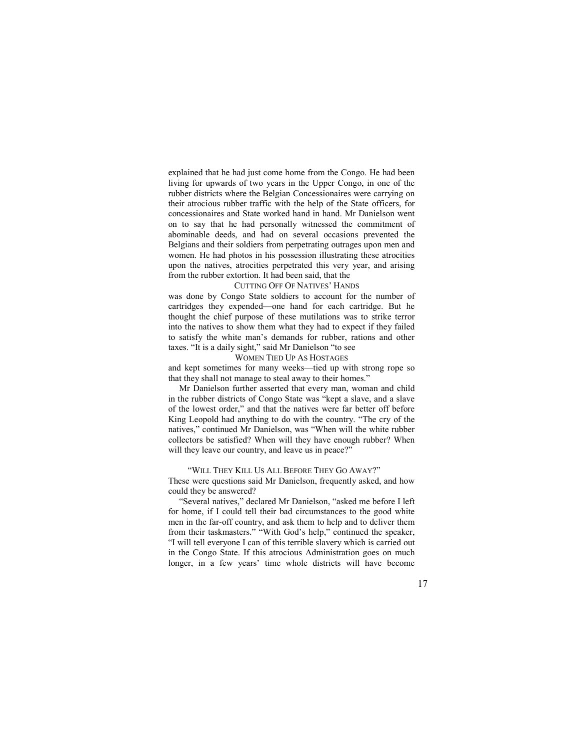explained that he had just come home from the Congo. He had been living for upwards of two years in the Upper Congo, in one of the rubber districts where the Belgian Concessionaires were carrying on their atrocious rubber traffic with the help of the State officers, for concessionaires and State worked hand in hand. Mr Danielson went on to say that he had personally witnessed the commitment of abominable deeds, and had on several occasions prevented the Belgians and their soldiers from perpetrating outrages upon men and women. He had photos in his possession illustrating these atrocities upon the natives, atrocities perpetrated this very year, and arising from the rubber extortion. It had been said, that the

CUTTING OFF OF NATIVES' HANDS

was done by Congo State soldiers to account for the number of cartridges they expended—one hand for each cartridge. But he thought the chief purpose of these mutilations was to strike terror into the natives to show them what they had to expect if they failed to satisfy the white man's demands for rubber, rations and other taxes. "It is a daily sight," said Mr Danielson "to see

WOMEN TIED UP AS HOSTAGES

and kept sometimes for many weeks—tied up with strong rope so that they shall not manage to steal away to their homes."

Mr Danielson further asserted that every man, woman and child in the rubber districts of Congo State was "kept a slave, and a slave of the lowest order," and that the natives were far better off before King Leopold had anything to do with the country. "The cry of the natives," continued Mr Danielson, was "When will the white rubber collectors be satisfied? When will they have enough rubber? When will they leave our country, and leave us in peace?"

"WILL THEY KILL US ALL BEFORE THEY GO AWAY?"

These were questions said Mr Danielson, frequently asked, and how could they be answered?

"Several natives," declared Mr Danielson, "asked me before I left for home, if I could tell their bad circumstances to the good white men in the far-off country, and ask them to help and to deliver them from their taskmasters." "With God's help," continued the speaker, "I will tell everyone I can of this terrible slavery which is carried out in the Congo State. If this atrocious Administration goes on much longer, in a few years' time whole districts will have become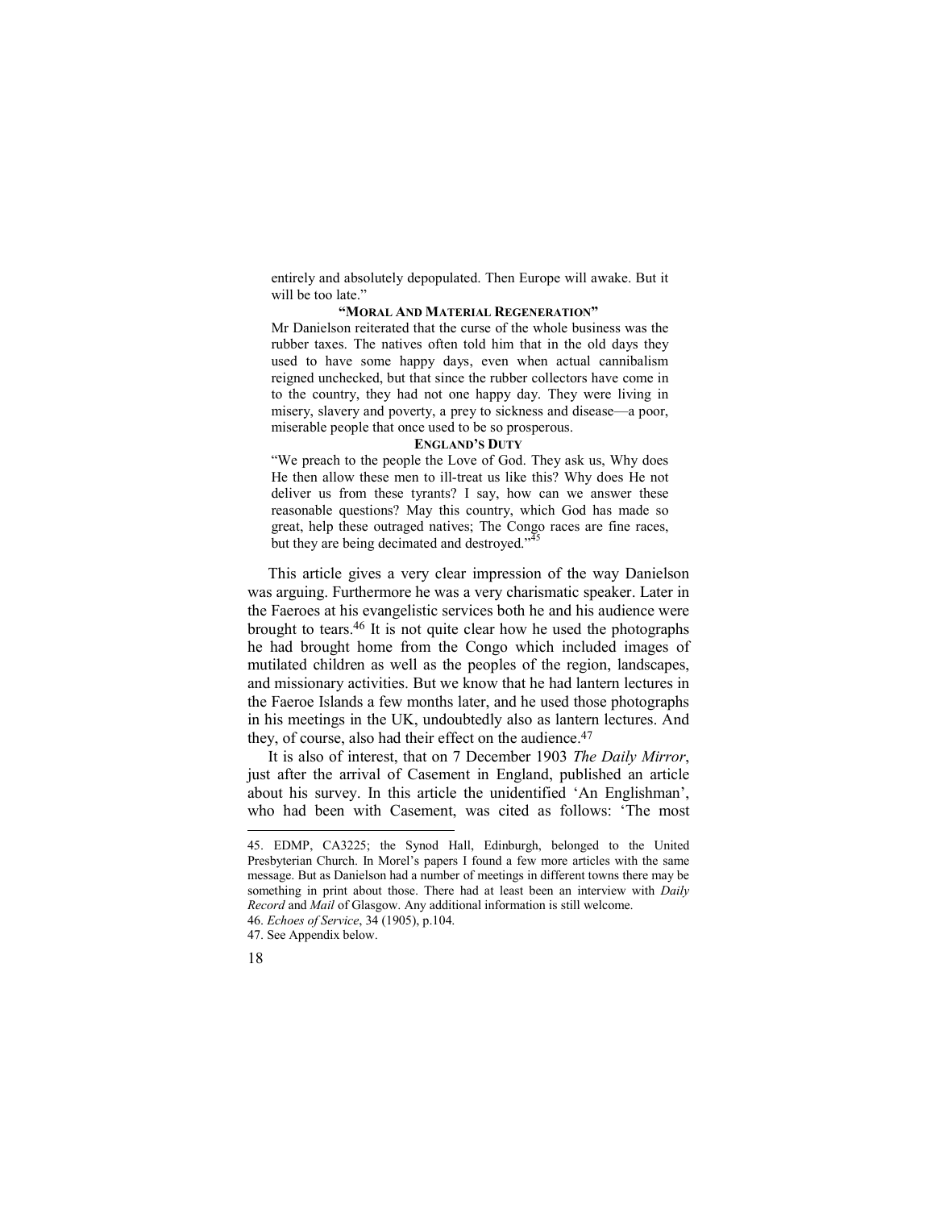> entirely and absolutely depopulated. Then Europe will awake. But it will be too late."
>
> **"MORAL AND MATERIAL REGENERATION"**
>
> Mr Danielson reiterated that the curse of the whole business was the rubber taxes. The natives often told him that in the old days they used to have some happy days, even when actual cannibalism reigned unchecked, but that since the rubber collectors have come in to the country, they had not one happy day. They were living in misery, slavery and poverty, a prey to sickness and disease—a poor, miserable people that once used to be so prosperous.
>
> **ENGLAND'S DUTY**
>
> "We preach to the people the Love of God. They ask us, Why does He then allow these men to ill-treat us like this? Why does He not deliver us from these tyrants? I say, how can we answer these reasonable questions? May this country, which God has made so great, help these outraged natives; The Congo races are fine races, but they are being decimated and destroyed."[45]

This article gives a very clear impression of the way Danielson was arguing. Furthermore he was a very charismatic speaker. Later in the Faeroes at his evangelistic services both he and his audience were brought to tears.[46] It is not quite clear how he used the photographs he had brought home from the Congo which included images of mutilated children as well as the peoples of the region, landscapes, and missionary activities. But we know that he had lantern lectures in the Faeroe Islands a few months later, and he used those photographs in his meetings in the UK, undoubtedly also as lantern lectures. And they, of course, also had their effect on the audience.[47]

It is also of interest, that on 7 December 1903 *The Daily Mirror*, just after the arrival of Casement in England, published an article about his survey. In this article the unidentified 'An Englishman', who had been with Casement, was cited as follows: 'The most

---

45. EDMP, CA3225; the Synod Hall, Edinburgh, belonged to the United Presbyterian Church. In Morel's papers I found a few more articles with the same message. But as Danielson had a number of meetings in different towns there may be something in print about those. There had at least been an interview with *Daily Record* and *Mail* of Glasgow. Any additional information is still welcome.

46. *Echoes of Service*, 34 (1905), p.104.

47. See Appendix below.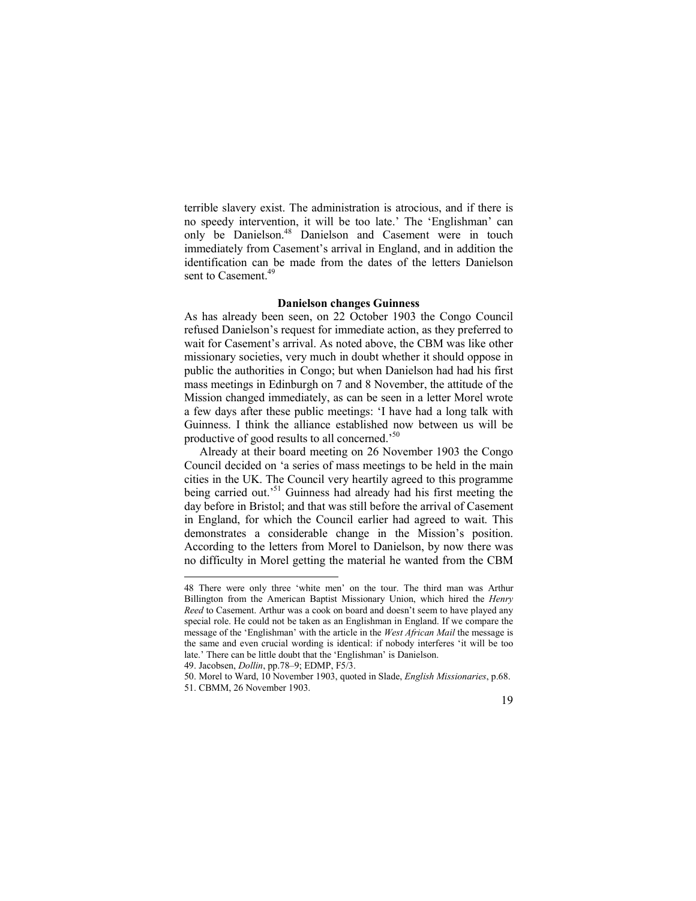terrible slavery exist. The administration is atrocious, and if there is no speedy intervention, it will be too late.' The 'Englishman' can only be Danielson.[48] Danielson and Casement were in touch immediately from Casement's arrival in England, and in addition the identification can be made from the dates of the letters Danielson sent to Casement.[49]

### Danielson changes Guinness

As has already been seen, on 22 October 1903 the Congo Council refused Danielson's request for immediate action, as they preferred to wait for Casement's arrival. As noted above, the CBM was like other missionary societies, very much in doubt whether it should oppose in public the authorities in Congo; but when Danielson had had his first mass meetings in Edinburgh on 7 and 8 November, the attitude of the Mission changed immediately, as can be seen in a letter Morel wrote a few days after these public meetings: 'I have had a long talk with Guinness. I think the alliance established now between us will be productive of good results to all concerned.'[50]

Already at their board meeting on 26 November 1903 the Congo Council decided on 'a series of mass meetings to be held in the main cities in the UK. The Council very heartily agreed to this programme being carried out.'[51] Guinness had already had his first meeting the day before in Bristol; and that was still before the arrival of Casement in England, for which the Council earlier had agreed to wait. This demonstrates a considerable change in the Mission's position. According to the letters from Morel to Danielson, by now there was no difficulty in Morel getting the material he wanted from the CBM

---

48 There were only three 'white men' on the tour. The third man was Arthur Billington from the American Baptist Missionary Union, which hired the *Henry Reed* to Casement. Arthur was a cook on board and doesn't seem to have played any special role. He could not be taken as an Englishman in England. If we compare the message of the 'Englishman' with the article in the *West African Mail* the message is the same and even crucial wording is identical: if nobody interferes 'it will be too late.' There can be little doubt that the 'Englishman' is Danielson.

49. Jacobsen, *Dollin*, pp.78–9; EDMP, F5/3.

50. Morel to Ward, 10 November 1903, quoted in Slade, *English Missionaries*, p.68.

51. CBMM, 26 November 1903.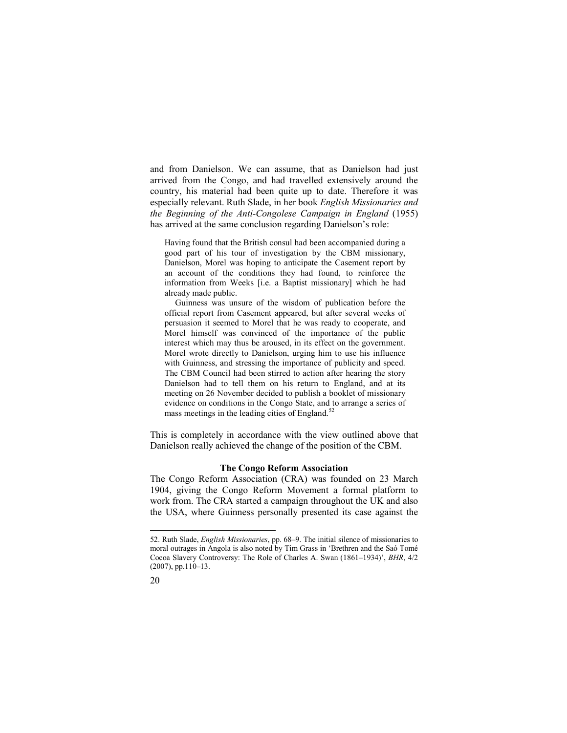and from Danielson. We can assume, that as Danielson had just arrived from the Congo, and had travelled extensively around the country, his material had been quite up to date. Therefore it was especially relevant. Ruth Slade, in her book *English Missionaries and the Beginning of the Anti-Congolese Campaign in England* (1955) has arrived at the same conclusion regarding Danielson's role:

> Having found that the British consul had been accompanied during a good part of his tour of investigation by the CBM missionary, Danielson, Morel was hoping to anticipate the Casement report by an account of the conditions they had found, to reinforce the information from Weeks [i.e. a Baptist missionary] which he had already made public.
>
> Guinness was unsure of the wisdom of publication before the official report from Casement appeared, but after several weeks of persuasion it seemed to Morel that he was ready to cooperate, and Morel himself was convinced of the importance of the public interest which may thus be aroused, in its effect on the government. Morel wrote directly to Danielson, urging him to use his influence with Guinness, and stressing the importance of publicity and speed. The CBM Council had been stirred to action after hearing the story Danielson had to tell them on his return to England, and at its meeting on 26 November decided to publish a booklet of missionary evidence on conditions in the Congo State, and to arrange a series of mass meetings in the leading cities of England.[52]

This is completely in accordance with the view outlined above that Danielson really achieved the change of the position of the CBM.

### The Congo Reform Association

The Congo Reform Association (CRA) was founded on 23 March 1904, giving the Congo Reform Movement a formal platform to work from. The CRA started a campaign throughout the UK and also the USA, where Guinness personally presented its case against the

---

52. Ruth Slade, *English Missionaries*, pp. 68–9. The initial silence of missionaries to moral outrages in Angola is also noted by Tim Grass in 'Brethren and the Saó Tomé Cocoa Slavery Controversy: The Role of Charles A. Swan (1861–1934)', *BHR*, 4/2 (2007), pp.110–13.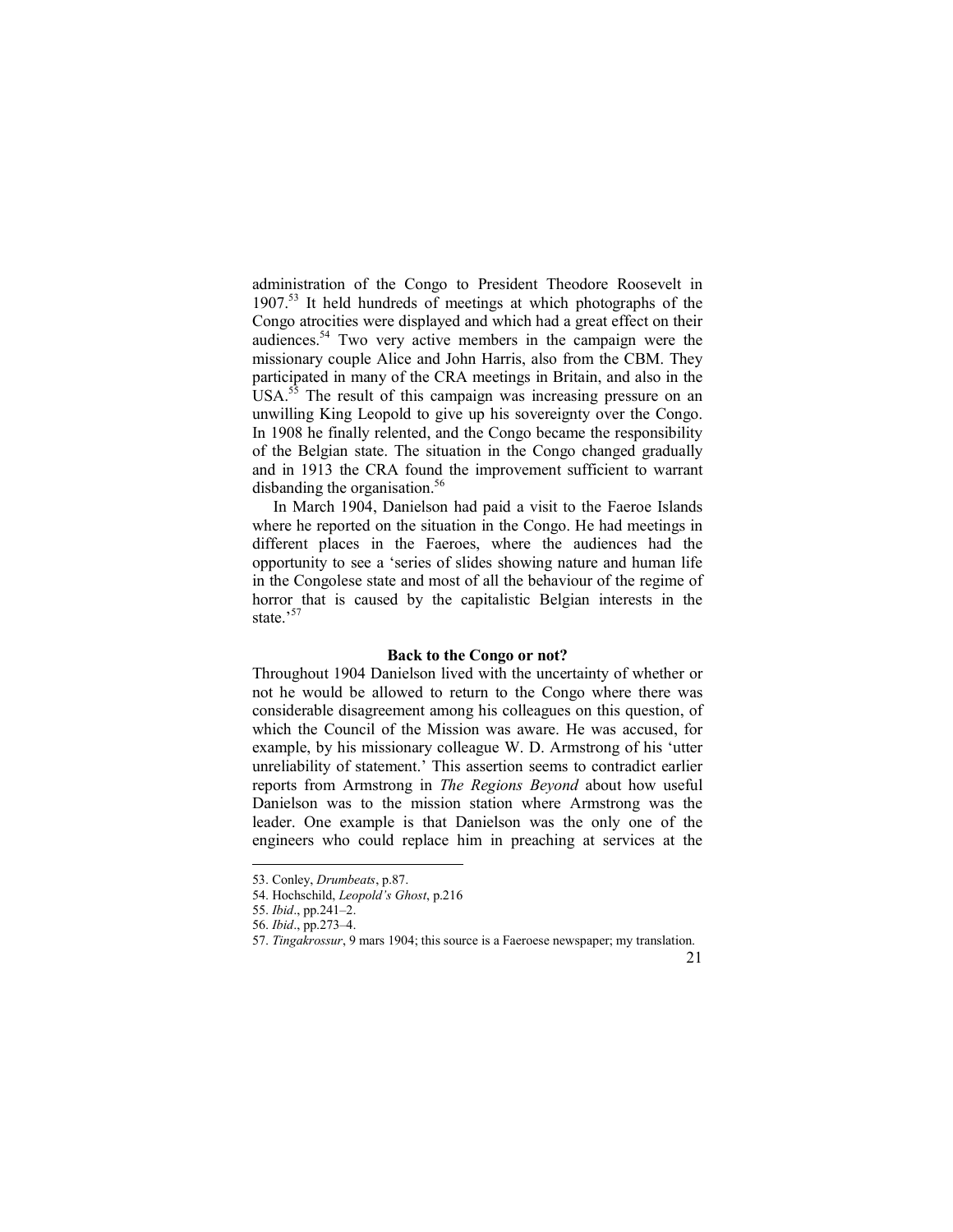administration of the Congo to President Theodore Roosevelt in 1907.[53] It held hundreds of meetings at which photographs of the Congo atrocities were displayed and which had a great effect on their audiences.[54] Two very active members in the campaign were the missionary couple Alice and John Harris, also from the CBM. They participated in many of the CRA meetings in Britain, and also in the USA.[55] The result of this campaign was increasing pressure on an unwilling King Leopold to give up his sovereignty over the Congo. In 1908 he finally relented, and the Congo became the responsibility of the Belgian state. The situation in the Congo changed gradually and in 1913 the CRA found the improvement sufficient to warrant disbanding the organisation.[56]

In March 1904, Danielson had paid a visit to the Faeroe Islands where he reported on the situation in the Congo. He had meetings in different places in the Faeroes, where the audiences had the opportunity to see a 'series of slides showing nature and human life in the Congolese state and most of all the behaviour of the regime of horror that is caused by the capitalistic Belgian interests in the state.'[57]

### Back to the Congo or not?

Throughout 1904 Danielson lived with the uncertainty of whether or not he would be allowed to return to the Congo where there was considerable disagreement among his colleagues on this question, of which the Council of the Mission was aware. He was accused, for example, by his missionary colleague W. D. Armstrong of his 'utter unreliability of statement.' This assertion seems to contradict earlier reports from Armstrong in *The Regions Beyond* about how useful Danielson was to the mission station where Armstrong was the leader. One example is that Danielson was the only one of the engineers who could replace him in preaching at services at the

---

53. Conley, *Drumbeats*, p.87.
54. Hochschild, *Leopold's Ghost*, p.216
55. *Ibid*., pp.241–2.
56. *Ibid*., pp.273–4.
57. *Tingakrossur*, 9 mars 1904; this source is a Faeroese newspaper; my translation.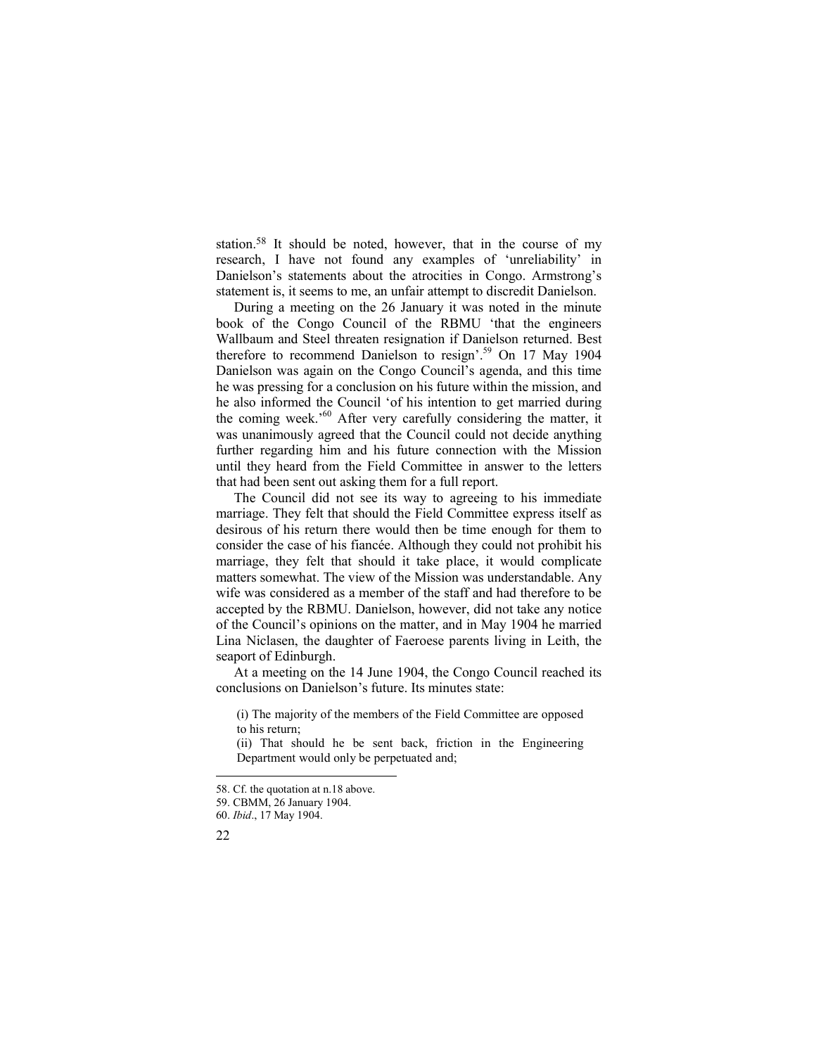station.[58] It should be noted, however, that in the course of my research, I have not found any examples of 'unreliability' in Danielson's statements about the atrocities in Congo. Armstrong's statement is, it seems to me, an unfair attempt to discredit Danielson.

During a meeting on the 26 January it was noted in the minute book of the Congo Council of the RBMU 'that the engineers Wallbaum and Steel threaten resignation if Danielson returned. Best therefore to recommend Danielson to resign'.[59] On 17 May 1904 Danielson was again on the Congo Council's agenda, and this time he was pressing for a conclusion on his future within the mission, and he also informed the Council 'of his intention to get married during the coming week.'[60] After very carefully considering the matter, it was unanimously agreed that the Council could not decide anything further regarding him and his future connection with the Mission until they heard from the Field Committee in answer to the letters that had been sent out asking them for a full report.

The Council did not see its way to agreeing to his immediate marriage. They felt that should the Field Committee express itself as desirous of his return there would then be time enough for them to consider the case of his fiancée. Although they could not prohibit his marriage, they felt that should it take place, it would complicate matters somewhat. The view of the Mission was understandable. Any wife was considered as a member of the staff and had therefore to be accepted by the RBMU. Danielson, however, did not take any notice of the Council's opinions on the matter, and in May 1904 he married Lina Niclasen, the daughter of Faeroese parents living in Leith, the seaport of Edinburgh.

At a meeting on the 14 June 1904, the Congo Council reached its conclusions on Danielson's future. Its minutes state:

> (i) The majority of the members of the Field Committee are opposed to his return;
>
> (ii) That should he be sent back, friction in the Engineering Department would only be perpetuated and;

---

58. Cf. the quotation at n.18 above.

59. CBMM, 26 January 1904.

60. *Ibid*., 17 May 1904.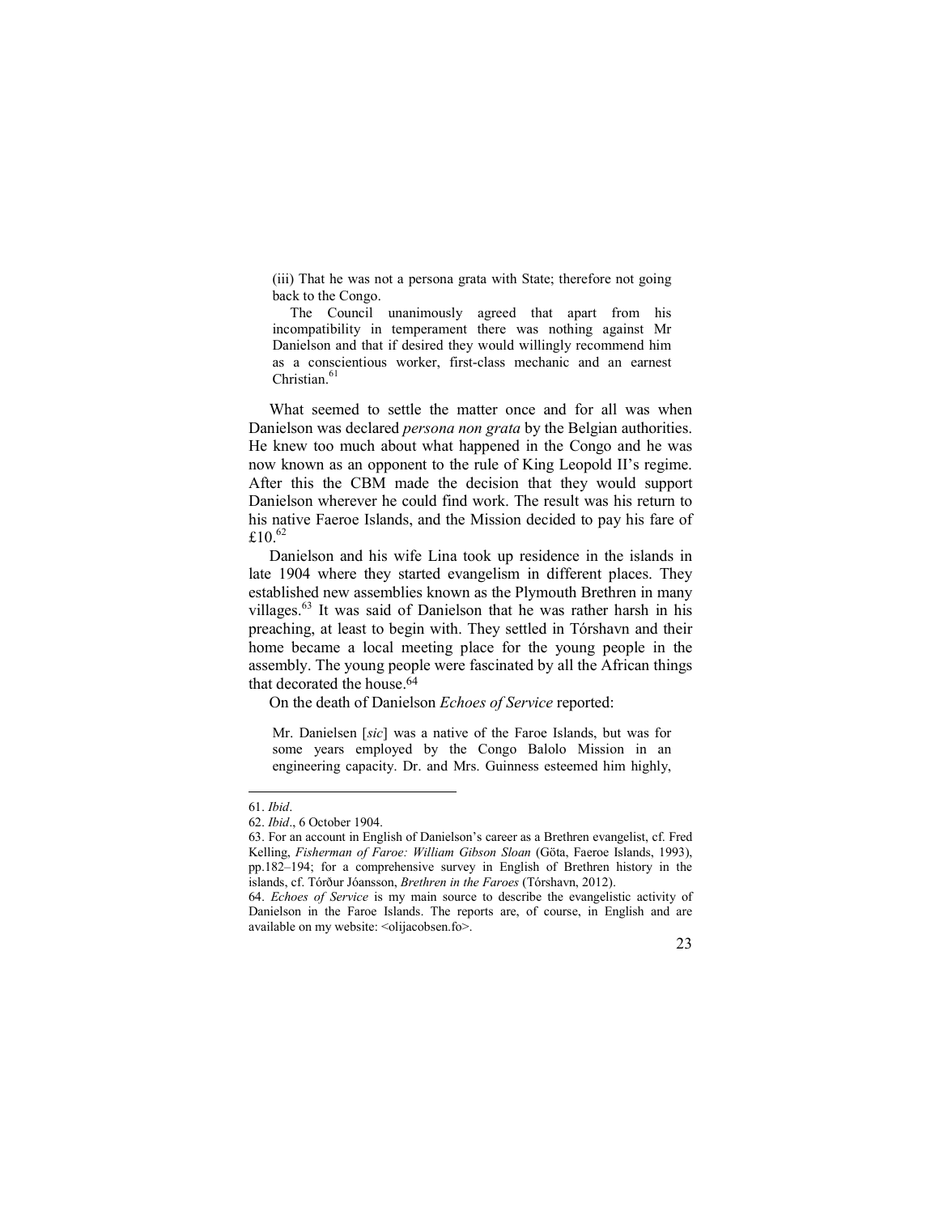> (iii) That he was not a persona grata with State; therefore not going back to the Congo.
>
> The Council unanimously agreed that apart from his incompatibility in temperament there was nothing against Mr Danielson and that if desired they would willingly recommend him as a conscientious worker, first-class mechanic and an earnest Christian.[61]

What seemed to settle the matter once and for all was when Danielson was declared *persona non grata* by the Belgian authorities. He knew too much about what happened in the Congo and he was now known as an opponent to the rule of King Leopold II's regime. After this the CBM made the decision that they would support Danielson wherever he could find work. The result was his return to his native Faeroe Islands, and the Mission decided to pay his fare of £10.[62]

Danielson and his wife Lina took up residence in the islands in late 1904 where they started evangelism in different places. They established new assemblies known as the Plymouth Brethren in many villages.[63] It was said of Danielson that he was rather harsh in his preaching, at least to begin with. They settled in Tórshavn and their home became a local meeting place for the young people in the assembly. The young people were fascinated by all the African things that decorated the house.[64]

On the death of Danielson *Echoes of Service* reported:

> Mr. Danielsen [*sic*] was a native of the Faroe Islands, but was for some years employed by the Congo Balolo Mission in an engineering capacity. Dr. and Mrs. Guinness esteemed him highly,

---

61. *Ibid*.

62. *Ibid*., 6 October 1904.

63. For an account in English of Danielson's career as a Brethren evangelist, cf. Fred Kelling, *Fisherman of Faroe: William Gibson Sloan* (Göta, Faeroe Islands, 1993), pp.182–194; for a comprehensive survey in English of Brethren history in the islands, cf. Tórður Jóansson, *Brethren in the Faroes* (Tórshavn, 2012).

64. *Echoes of Service* is my main source to describe the evangelistic activity of Danielson in the Faroe Islands. The reports are, of course, in English and are available on my website: <olijacobsen.fo>.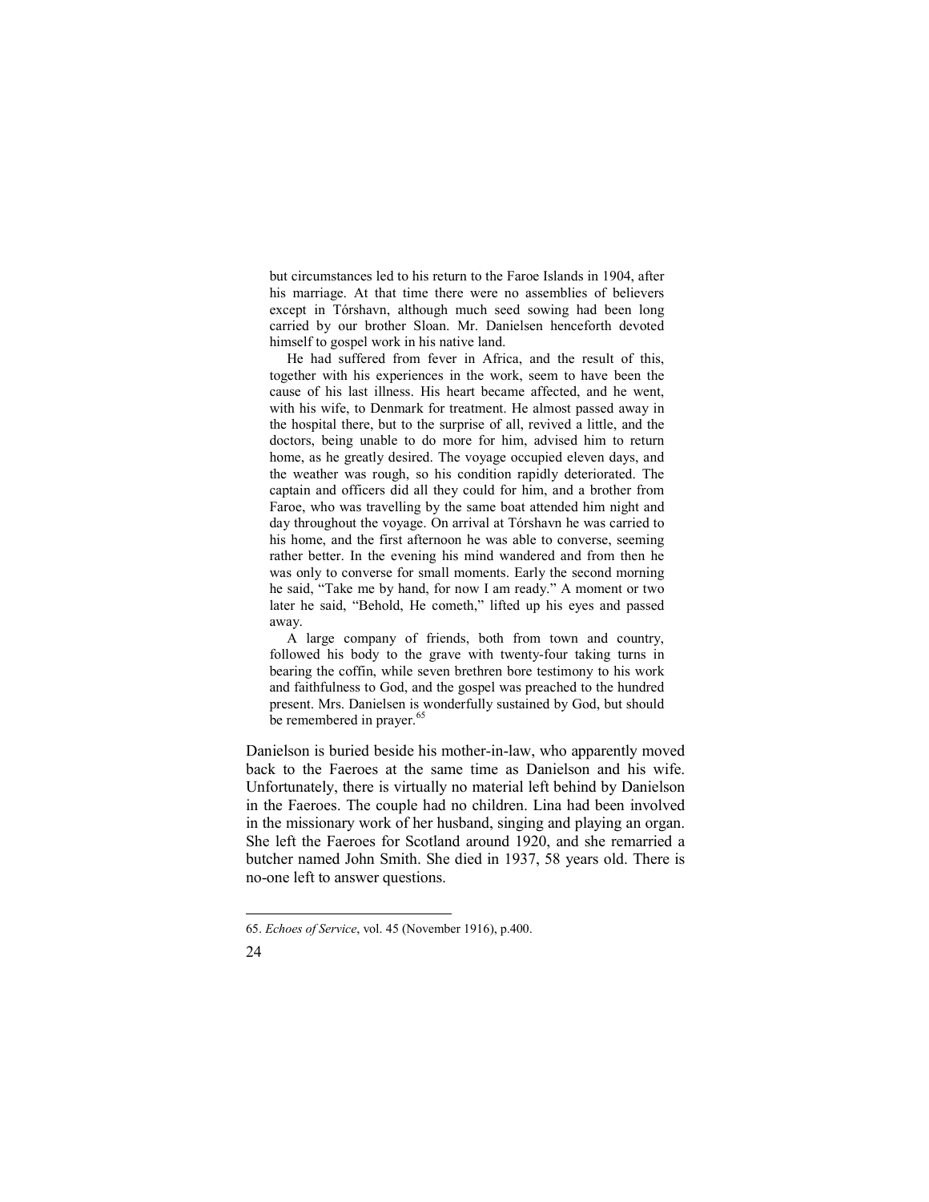> but circumstances led to his return to the Faroe Islands in 1904, after his marriage. At that time there were no assemblies of believers except in Tórshavn, although much seed sowing had been long carried by our brother Sloan. Mr. Danielsen henceforth devoted himself to gospel work in his native land.
>
> He had suffered from fever in Africa, and the result of this, together with his experiences in the work, seem to have been the cause of his last illness. His heart became affected, and he went, with his wife, to Denmark for treatment. He almost passed away in the hospital there, but to the surprise of all, revived a little, and the doctors, being unable to do more for him, advised him to return home, as he greatly desired. The voyage occupied eleven days, and the weather was rough, so his condition rapidly deteriorated. The captain and officers did all they could for him, and a brother from Faroe, who was travelling by the same boat attended him night and day throughout the voyage. On arrival at Tórshavn he was carried to his home, and the first afternoon he was able to converse, seeming rather better. In the evening his mind wandered and from then he was only to converse for small moments. Early the second morning he said, "Take me by hand, for now I am ready." A moment or two later he said, "Behold, He cometh," lifted up his eyes and passed away.
>
> A large company of friends, both from town and country, followed his body to the grave with twenty-four taking turns in bearing the coffin, while seven brethren bore testimony to his work and faithfulness to God, and the gospel was preached to the hundred present. Mrs. Danielsen is wonderfully sustained by God, but should be remembered in prayer.[65]

Danielson is buried beside his mother-in-law, who apparently moved back to the Faeroes at the same time as Danielson and his wife. Unfortunately, there is virtually no material left behind by Danielson in the Faeroes. The couple had no children. Lina had been involved in the missionary work of her husband, singing and playing an organ. She left the Faeroes for Scotland around 1920, and she remarried a butcher named John Smith. She died in 1937, 58 years old. There is no-one left to answer questions.

---

65. *Echoes of Service*, vol. 45 (November 1916), p.400.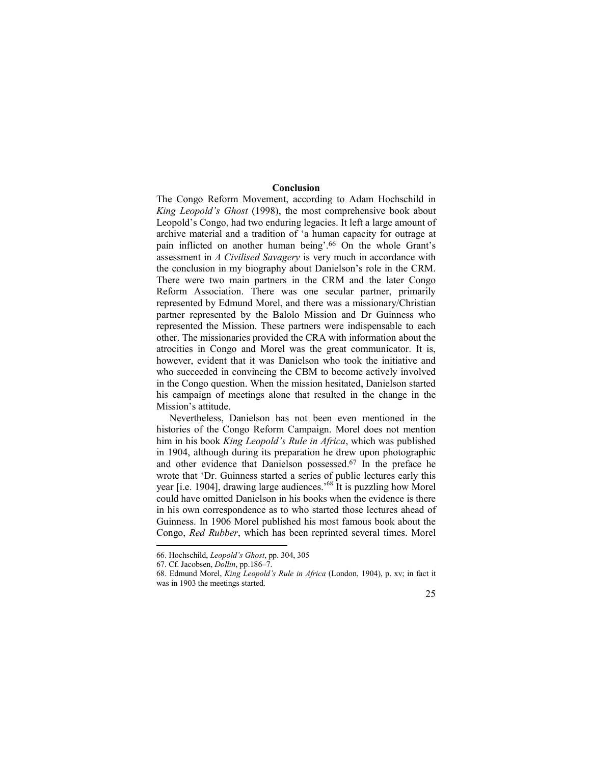## Conclusion

The Congo Reform Movement, according to Adam Hochschild in *King Leopold's Ghost* (1998), the most comprehensive book about Leopold's Congo, had two enduring legacies. It left a large amount of archive material and a tradition of 'a human capacity for outrage at pain inflicted on another human being'.[66] On the whole Grant's assessment in *A Civilised Savagery* is very much in accordance with the conclusion in my biography about Danielson's role in the CRM. There were two main partners in the CRM and the later Congo Reform Association. There was one secular partner, primarily represented by Edmund Morel, and there was a missionary/Christian partner represented by the Balolo Mission and Dr Guinness who represented the Mission. These partners were indispensable to each other. The missionaries provided the CRA with information about the atrocities in Congo and Morel was the great communicator. It is, however, evident that it was Danielson who took the initiative and who succeeded in convincing the CBM to become actively involved in the Congo question. When the mission hesitated, Danielson started his campaign of meetings alone that resulted in the change in the Mission's attitude.

Nevertheless, Danielson has not been even mentioned in the histories of the Congo Reform Campaign. Morel does not mention him in his book *King Leopold's Rule in Africa*, which was published in 1904, although during its preparation he drew upon photographic and other evidence that Danielson possessed.[67] In the preface he wrote that 'Dr. Guinness started a series of public lectures early this year [i.e. 1904], drawing large audiences.'[68] It is puzzling how Morel could have omitted Danielson in his books when the evidence is there in his own correspondence as to who started those lectures ahead of Guinness. In 1906 Morel published his most famous book about the Congo, *Red Rubber*, which has been reprinted several times. Morel

---

66. Hochschild, *Leopold's Ghost*, pp. 304, 305

67. Cf. Jacobsen, *Dollin*, pp.186–7.

68. Edmund Morel, *King Leopold's Rule in Africa* (London, 1904), p. xv; in fact it was in 1903 the meetings started.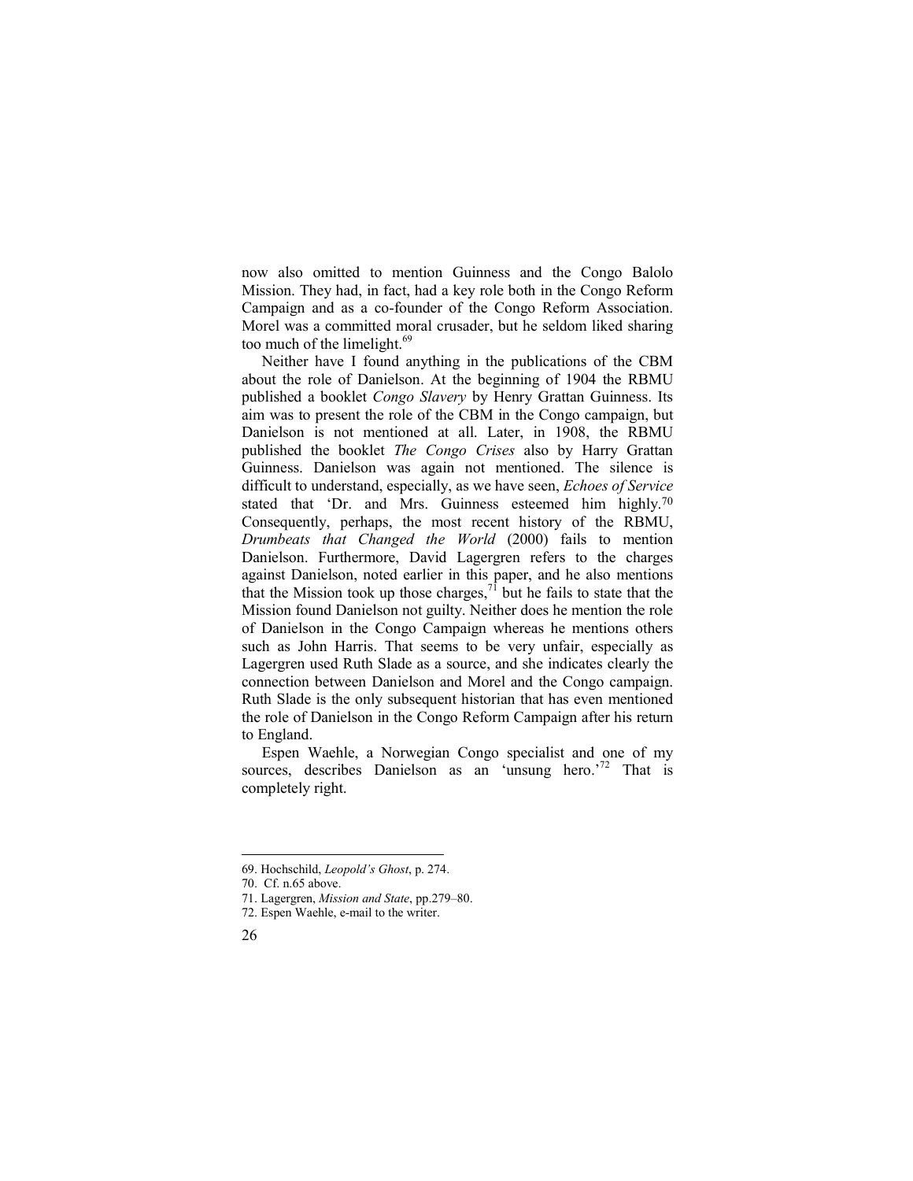now also omitted to mention Guinness and the Congo Balolo Mission. They had, in fact, had a key role both in the Congo Reform Campaign and as a co-founder of the Congo Reform Association. Morel was a committed moral crusader, but he seldom liked sharing too much of the limelight.[69]

Neither have I found anything in the publications of the CBM about the role of Danielson. At the beginning of 1904 the RBMU published a booklet *Congo Slavery* by Henry Grattan Guinness. Its aim was to present the role of the CBM in the Congo campaign, but Danielson is not mentioned at all. Later, in 1908, the RBMU published the booklet *The Congo Crises* also by Harry Grattan Guinness. Danielson was again not mentioned. The silence is difficult to understand, especially, as we have seen, *Echoes of Service* stated that 'Dr. and Mrs. Guinness esteemed him highly.[70] Consequently, perhaps, the most recent history of the RBMU, *Drumbeats that Changed the World* (2000) fails to mention Danielson. Furthermore, David Lagergren refers to the charges against Danielson, noted earlier in this paper, and he also mentions that the Mission took up those charges,[71] but he fails to state that the Mission found Danielson not guilty. Neither does he mention the role of Danielson in the Congo Campaign whereas he mentions others such as John Harris. That seems to be very unfair, especially as Lagergren used Ruth Slade as a source, and she indicates clearly the connection between Danielson and Morel and the Congo campaign. Ruth Slade is the only subsequent historian that has even mentioned the role of Danielson in the Congo Reform Campaign after his return to England.

Espen Waehle, a Norwegian Congo specialist and one of my sources, describes Danielson as an 'unsung hero.'[72] That is completely right.

---

69. Hochschild, *Leopold's Ghost*, p. 274.

70. Cf. n.65 above.

71. Lagergren, *Mission and State*, pp.279–80.

72. Espen Waehle, e-mail to the writer.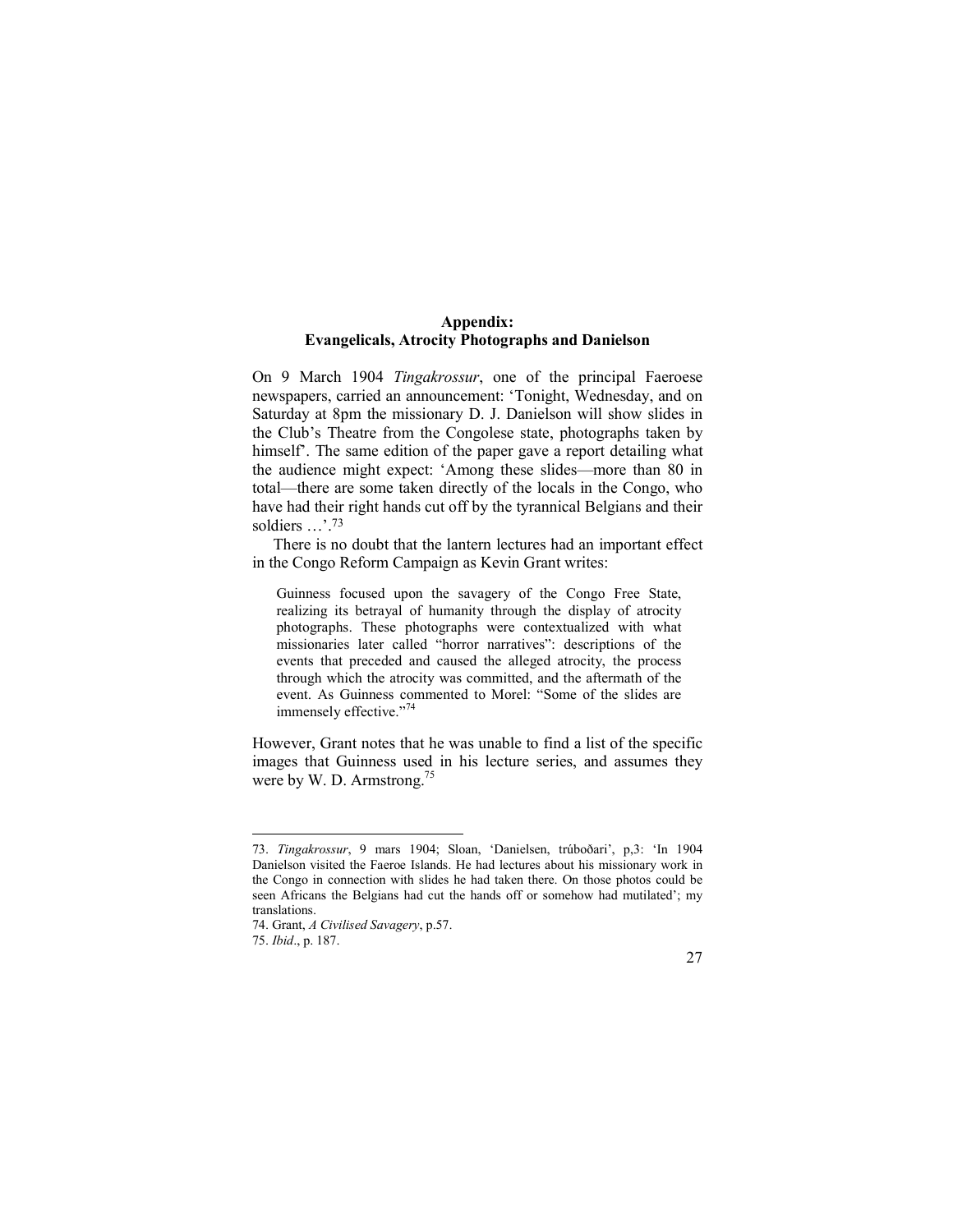## Appendix:
## Evangelicals, Atrocity Photographs and Danielson

On 9 March 1904 *Tingakrossur*, one of the principal Faeroese newspapers, carried an announcement: 'Tonight, Wednesday, and on Saturday at 8pm the missionary D. J. Danielson will show slides in the Club's Theatre from the Congolese state, photographs taken by himself'. The same edition of the paper gave a report detailing what the audience might expect: 'Among these slides—more than 80 in total—there are some taken directly of the locals in the Congo, who have had their right hands cut off by the tyrannical Belgians and their soldiers …'.[73]

There is no doubt that the lantern lectures had an important effect in the Congo Reform Campaign as Kevin Grant writes:

> Guinness focused upon the savagery of the Congo Free State, realizing its betrayal of humanity through the display of atrocity photographs. These photographs were contextualized with what missionaries later called "horror narratives": descriptions of the events that preceded and caused the alleged atrocity, the process through which the atrocity was committed, and the aftermath of the event. As Guinness commented to Morel: "Some of the slides are immensely effective."[74]

However, Grant notes that he was unable to find a list of the specific images that Guinness used in his lecture series, and assumes they were by W. D. Armstrong.[75]

---

73. *Tingakrossur*, 9 mars 1904; Sloan, 'Danielsen, trúboðari', p,3: 'In 1904 Danielson visited the Faeroe Islands. He had lectures about his missionary work in the Congo in connection with slides he had taken there. On those photos could be seen Africans the Belgians had cut the hands off or somehow had mutilated'; my translations.

74. Grant, *A Civilised Savagery*, p.57.

75. *Ibid*., p. 187.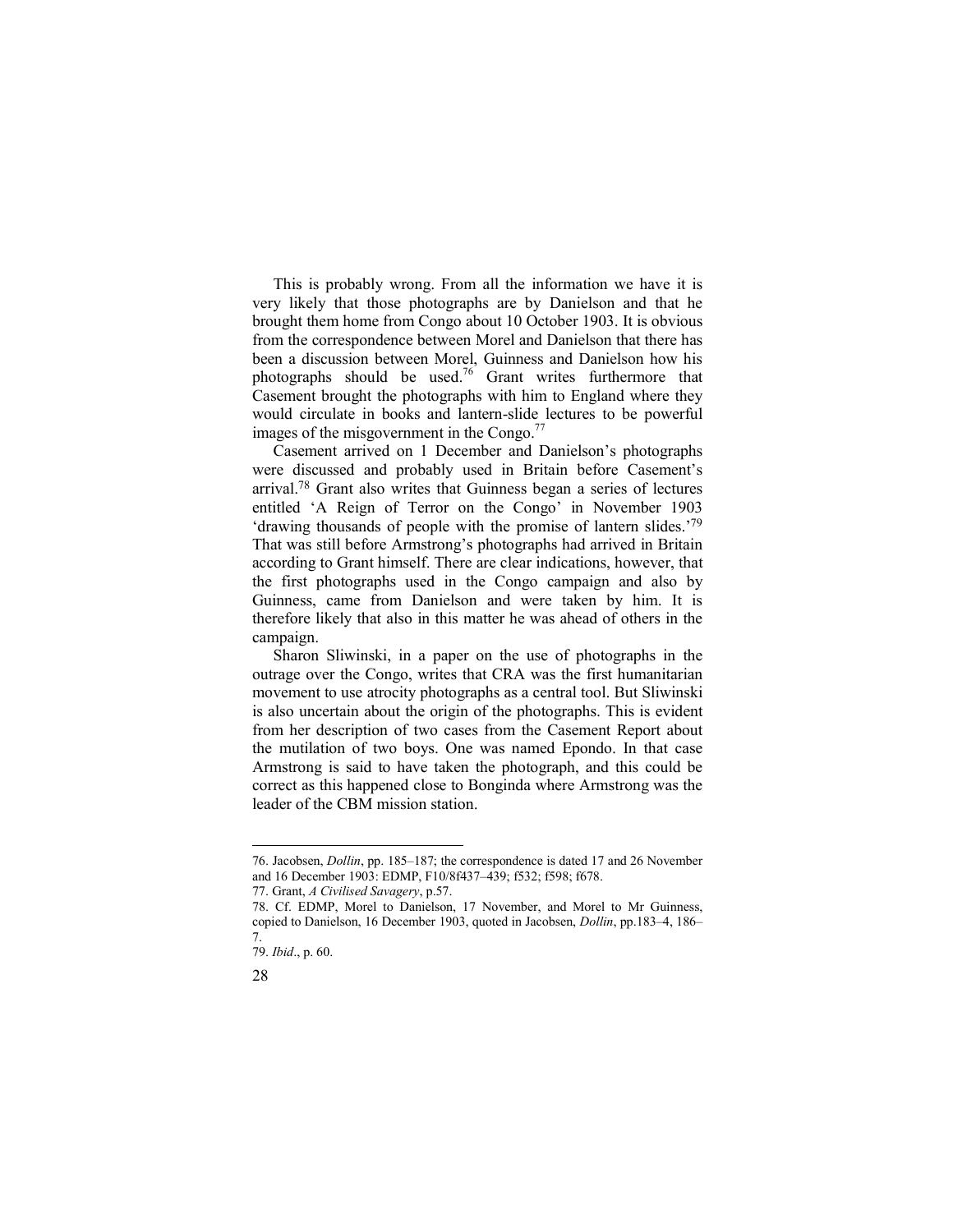This is probably wrong. From all the information we have it is very likely that those photographs are by Danielson and that he brought them home from Congo about 10 October 1903. It is obvious from the correspondence between Morel and Danielson that there has been a discussion between Morel, Guinness and Danielson how his photographs should be used.[76] Grant writes furthermore that Casement brought the photographs with him to England where they would circulate in books and lantern-slide lectures to be powerful images of the misgovernment in the Congo.[77]

Casement arrived on 1 December and Danielson's photographs were discussed and probably used in Britain before Casement's arrival.[78] Grant also writes that Guinness began a series of lectures entitled 'A Reign of Terror on the Congo' in November 1903 'drawing thousands of people with the promise of lantern slides.'[79] That was still before Armstrong's photographs had arrived in Britain according to Grant himself. There are clear indications, however, that the first photographs used in the Congo campaign and also by Guinness, came from Danielson and were taken by him. It is therefore likely that also in this matter he was ahead of others in the campaign.

Sharon Sliwinski, in a paper on the use of photographs in the outrage over the Congo, writes that CRA was the first humanitarian movement to use atrocity photographs as a central tool. But Sliwinski is also uncertain about the origin of the photographs. This is evident from her description of two cases from the Casement Report about the mutilation of two boys. One was named Epondo. In that case Armstrong is said to have taken the photograph, and this could be correct as this happened close to Bonginda where Armstrong was the leader of the CBM mission station.

---

76. Jacobsen, *Dollin*, pp. 185–187; the correspondence is dated 17 and 26 November and 16 December 1903: EDMP, F10/8f437–439; f532; f598; f678.

77. Grant, *A Civilised Savagery*, p.57.

78. Cf. EDMP, Morel to Danielson, 17 November, and Morel to Mr Guinness, copied to Danielson, 16 December 1903, quoted in Jacobsen, *Dollin*, pp.183–4, 186–7.

79. *Ibid*., p. 60.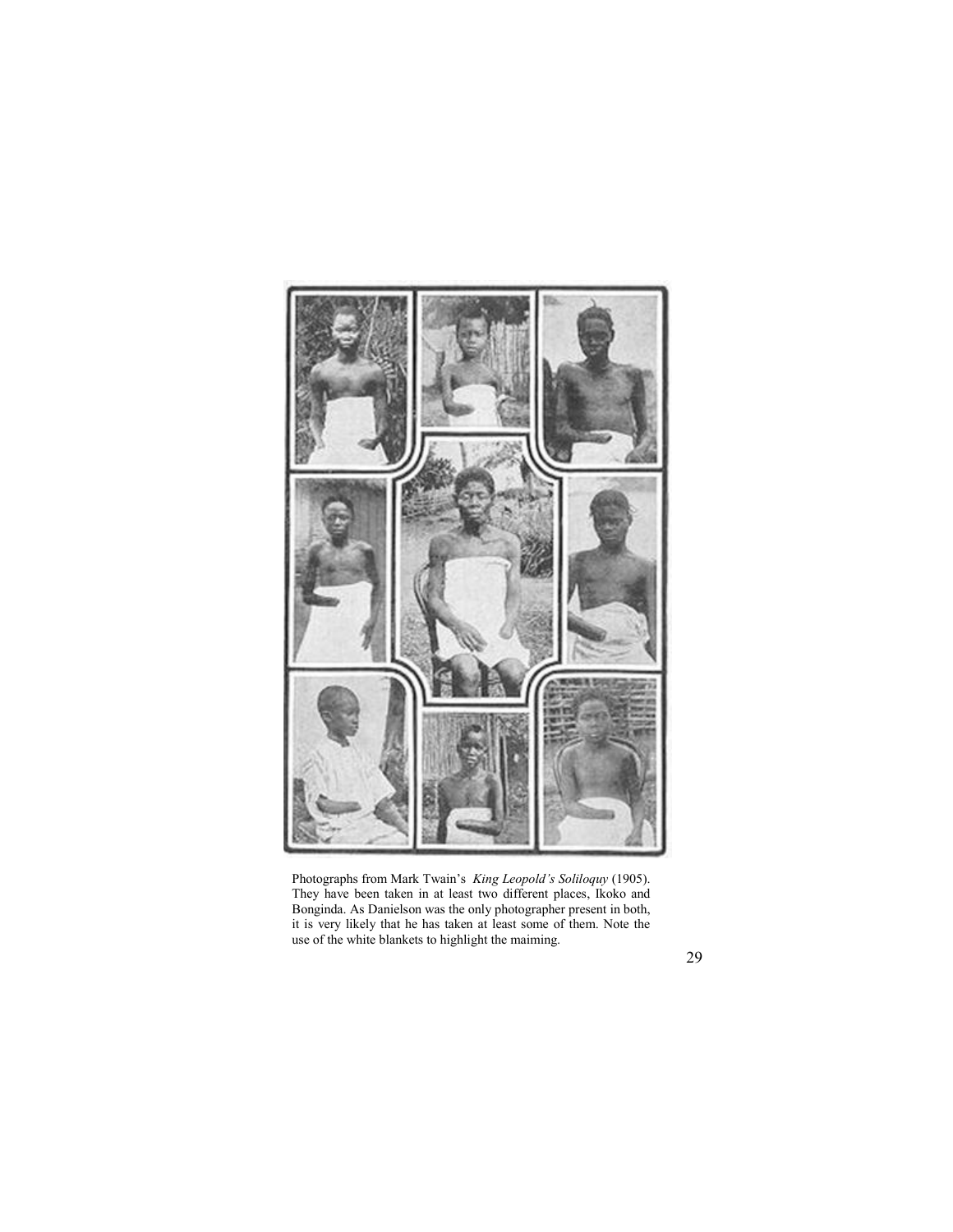Photographs from Mark Twain's *King Leopold's Soliloquy* (1905). They have been taken in at least two different places, Ikoko and Bonginda. As Danielson was the only photographer present in both, it is very likely that he has taken at least some of them. Note the use of the white blankets to highlight the maiming.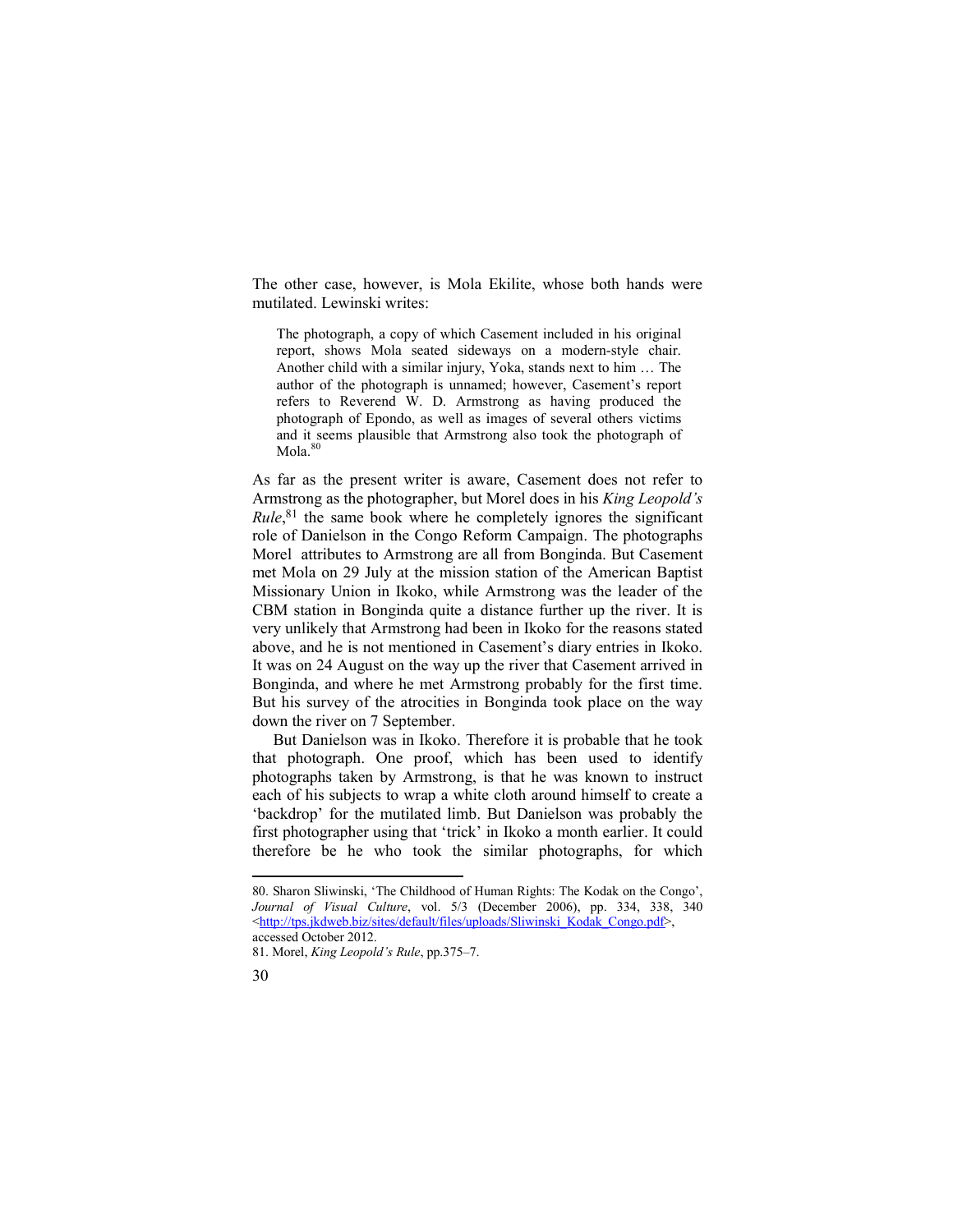The other case, however, is Mola Ekilite, whose both hands were mutilated. Lewinski writes:

> The photograph, a copy of which Casement included in his original report, shows Mola seated sideways on a modern-style chair. Another child with a similar injury, Yoka, stands next to him … The author of the photograph is unnamed; however, Casement's report refers to Reverend W. D. Armstrong as having produced the photograph of Epondo, as well as images of several others victims and it seems plausible that Armstrong also took the photograph of Mola.[80]

As far as the present writer is aware, Casement does not refer to Armstrong as the photographer, but Morel does in his *King Leopold's Rule*,[81] the same book where he completely ignores the significant role of Danielson in the Congo Reform Campaign. The photographs Morel attributes to Armstrong are all from Bonginda. But Casement met Mola on 29 July at the mission station of the American Baptist Missionary Union in Ikoko, while Armstrong was the leader of the CBM station in Bonginda quite a distance further up the river. It is very unlikely that Armstrong had been in Ikoko for the reasons stated above, and he is not mentioned in Casement's diary entries in Ikoko. It was on 24 August on the way up the river that Casement arrived in Bonginda, and where he met Armstrong probably for the first time. But his survey of the atrocities in Bonginda took place on the way down the river on 7 September.

But Danielson was in Ikoko. Therefore it is probable that he took that photograph. One proof, which has been used to identify photographs taken by Armstrong, is that he was known to instruct each of his subjects to wrap a white cloth around himself to create a 'backdrop' for the mutilated limb. But Danielson was probably the first photographer using that 'trick' in Ikoko a month earlier. It could therefore be he who took the similar photographs, for which

---

80. Sharon Sliwinski, 'The Childhood of Human Rights: The Kodak on the Congo', *Journal of Visual Culture*, vol. 5/3 (December 2006), pp. 334, 338, 340 <http://tps.jkdweb.biz/sites/default/files/uploads/Sliwinski_Kodak_Congo.pdf>, accessed October 2012.

81. Morel, *King Leopold's Rule*, pp.375–7.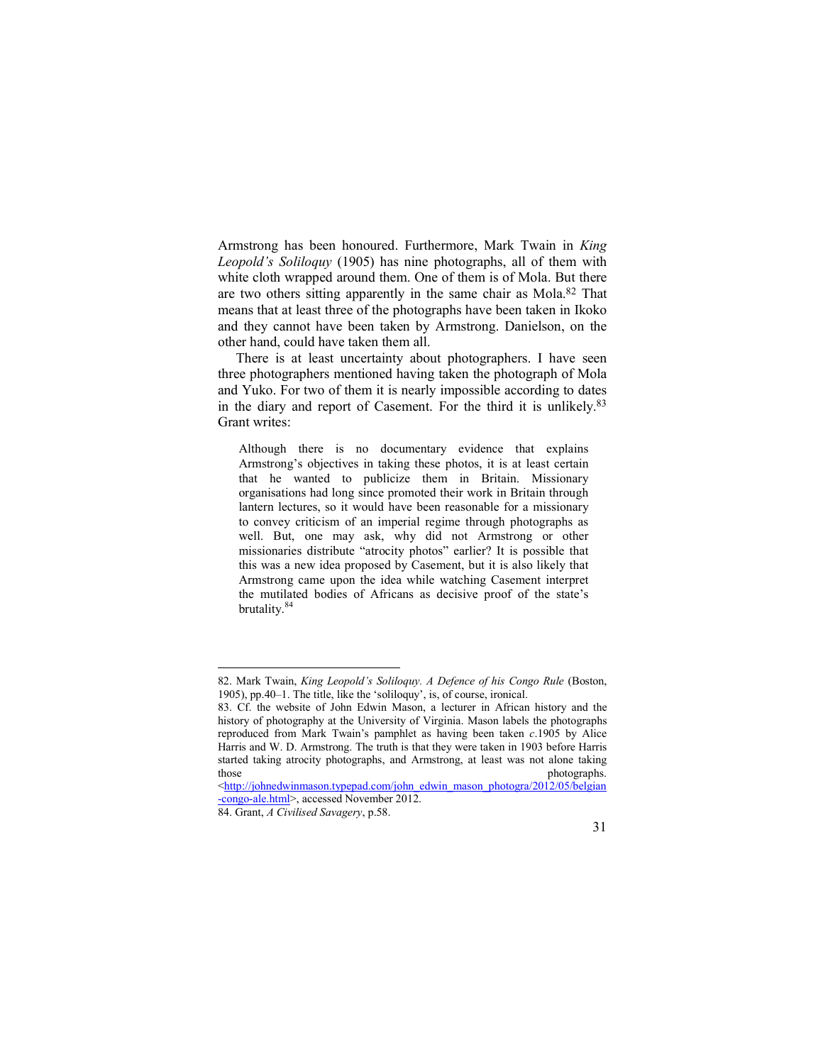Armstrong has been honoured. Furthermore, Mark Twain in *King Leopold's Soliloquy* (1905) has nine photographs, all of them with white cloth wrapped around them. One of them is of Mola. But there are two others sitting apparently in the same chair as Mola.[82] That means that at least three of the photographs have been taken in Ikoko and they cannot have been taken by Armstrong. Danielson, on the other hand, could have taken them all.

There is at least uncertainty about photographers. I have seen three photographers mentioned having taken the photograph of Mola and Yuko. For two of them it is nearly impossible according to dates in the diary and report of Casement. For the third it is unlikely.[83] Grant writes:

> Although there is no documentary evidence that explains Armstrong's objectives in taking these photos, it is at least certain that he wanted to publicize them in Britain. Missionary organisations had long since promoted their work in Britain through lantern lectures, so it would have been reasonable for a missionary to convey criticism of an imperial regime through photographs as well. But, one may ask, why did not Armstrong or other missionaries distribute "atrocity photos" earlier? It is possible that this was a new idea proposed by Casement, but it is also likely that Armstrong came upon the idea while watching Casement interpret the mutilated bodies of Africans as decisive proof of the state's brutality.[84]

---

82. Mark Twain, *King Leopold's Soliloquy. A Defence of his Congo Rule* (Boston, 1905), pp.40–1. The title, like the 'soliloquy', is, of course, ironical.

83. Cf. the website of John Edwin Mason, a lecturer in African history and the history of photography at the University of Virginia. Mason labels the photographs reproduced from Mark Twain's pamphlet as having been taken *c*.1905 by Alice Harris and W. D. Armstrong. The truth is that they were taken in 1903 before Harris started taking atrocity photographs, and Armstrong, at least was not alone taking those photographs. <http://johnedwinmason.typepad.com/john_edwin_mason_photogra/2012/05/belgian-congo-ale.html>, accessed November 2012.

84. Grant, *A Civilised Savagery*, p.58.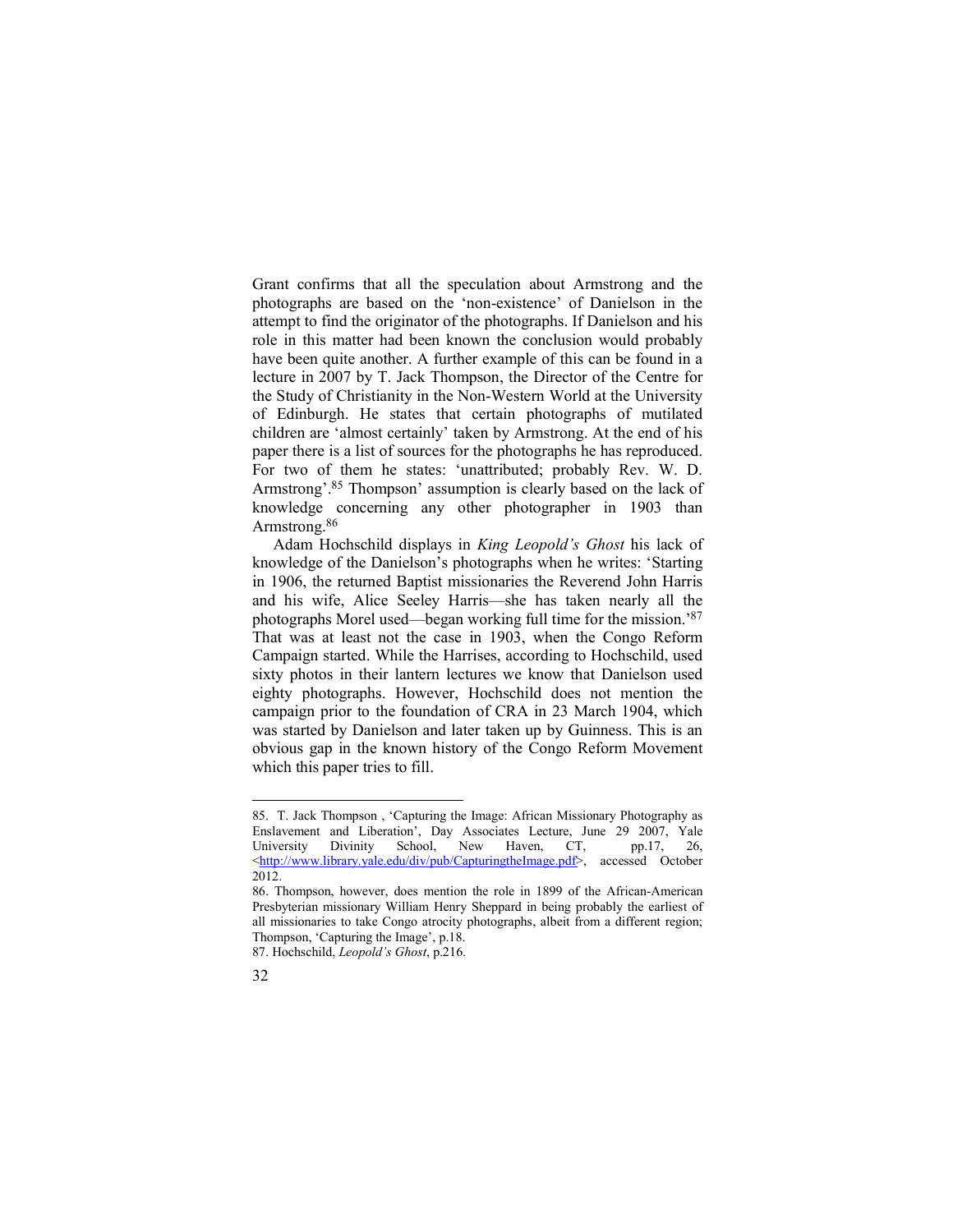Grant confirms that all the speculation about Armstrong and the photographs are based on the 'non-existence' of Danielson in the attempt to find the originator of the photographs. If Danielson and his role in this matter had been known the conclusion would probably have been quite another. A further example of this can be found in a lecture in 2007 by T. Jack Thompson, the Director of the Centre for the Study of Christianity in the Non-Western World at the University of Edinburgh. He states that certain photographs of mutilated children are 'almost certainly' taken by Armstrong. At the end of his paper there is a list of sources for the photographs he has reproduced. For two of them he states: 'unattributed; probably Rev. W. D. Armstrong'.[85] Thompson' assumption is clearly based on the lack of knowledge concerning any other photographer in 1903 than Armstrong.[86]

Adam Hochschild displays in *King Leopold's Ghost* his lack of knowledge of the Danielson's photographs when he writes: 'Starting in 1906, the returned Baptist missionaries the Reverend John Harris and his wife, Alice Seeley Harris—she has taken nearly all the photographs Morel used—began working full time for the mission.'[87] That was at least not the case in 1903, when the Congo Reform Campaign started. While the Harrises, according to Hochschild, used sixty photos in their lantern lectures we know that Danielson used eighty photographs. However, Hochschild does not mention the campaign prior to the foundation of CRA in 23 March 1904, which was started by Danielson and later taken up by Guinness. This is an obvious gap in the known history of the Congo Reform Movement which this paper tries to fill.

---

85. T. Jack Thompson , 'Capturing the Image: African Missionary Photography as Enslavement and Liberation', Day Associates Lecture, June 29 2007, Yale University Divinity School, New Haven, CT, pp.17, 26, <http://www.library.yale.edu/div/pub/CapturingtheImage.pdf>, accessed October 2012.

86. Thompson, however, does mention the role in 1899 of the African-American Presbyterian missionary William Henry Sheppard in being probably the earliest of all missionaries to take Congo atrocity photographs, albeit from a different region; Thompson, 'Capturing the Image', p.18.

87. Hochschild, *Leopold's Ghost*, p.216.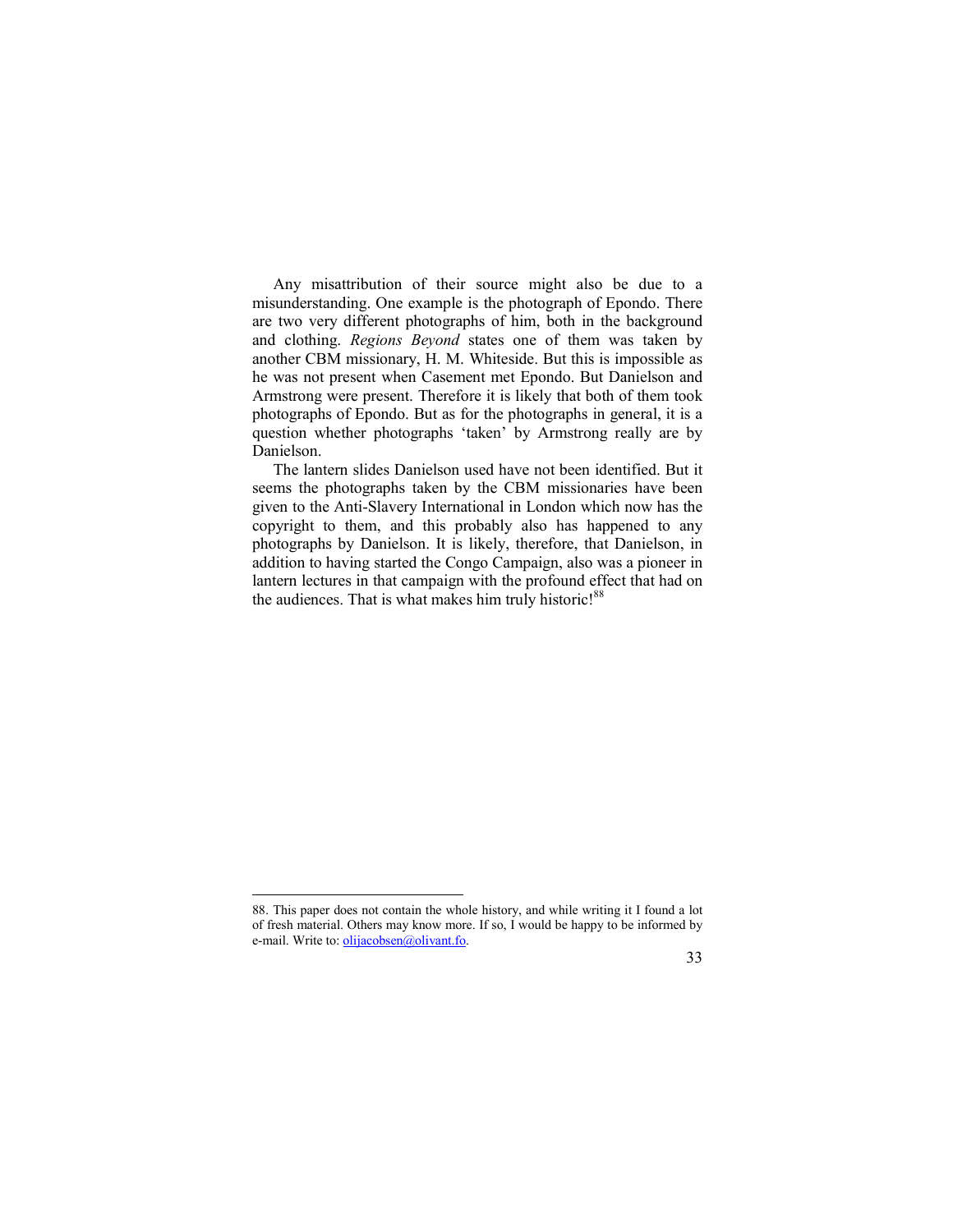Any misattribution of their source might also be due to a misunderstanding. One example is the photograph of Epondo. There are two very different photographs of him, both in the background and clothing. *Regions Beyond* states one of them was taken by another CBM missionary, H. M. Whiteside. But this is impossible as he was not present when Casement met Epondo. But Danielson and Armstrong were present. Therefore it is likely that both of them took photographs of Epondo. But as for the photographs in general, it is a question whether photographs 'taken' by Armstrong really are by Danielson.

The lantern slides Danielson used have not been identified. But it seems the photographs taken by the CBM missionaries have been given to the Anti-Slavery International in London which now has the copyright to them, and this probably also has happened to any photographs by Danielson. It is likely, therefore, that Danielson, in addition to having started the Congo Campaign, also was a pioneer in lantern lectures in that campaign with the profound effect that had on the audiences. That is what makes him truly historic![88]

---

88. This paper does not contain the whole history, and while writing it I found a lot of fresh material. Others may know more. If so, I would be happy to be informed by e-mail. Write to: olijacobsen@olivant.fo.